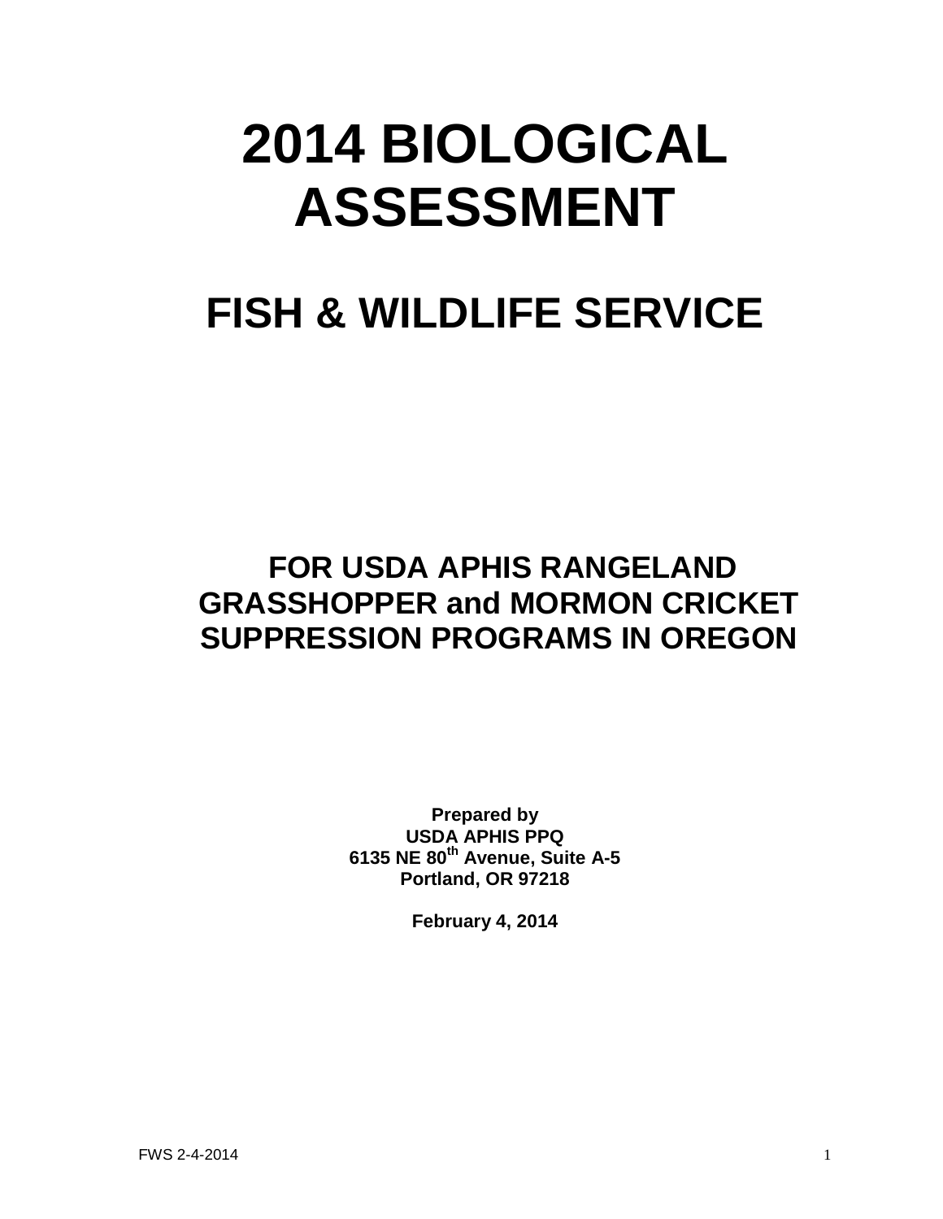# 2014 BIOLOGICAL ASSESSMENT

## FISH & WILDLIFE SERVICE

### FOR USDA APHIS RANGELAND GRASSHOPPER and MORMON CRICKET SUPPRESSION PROGRAMS IN OREGON

**Prepared by**
**USDA APHIS PPQ**
**6135 NE 80th Avenue, Suite A-5**
**Portland, OR 97218**

**February 4, 2014**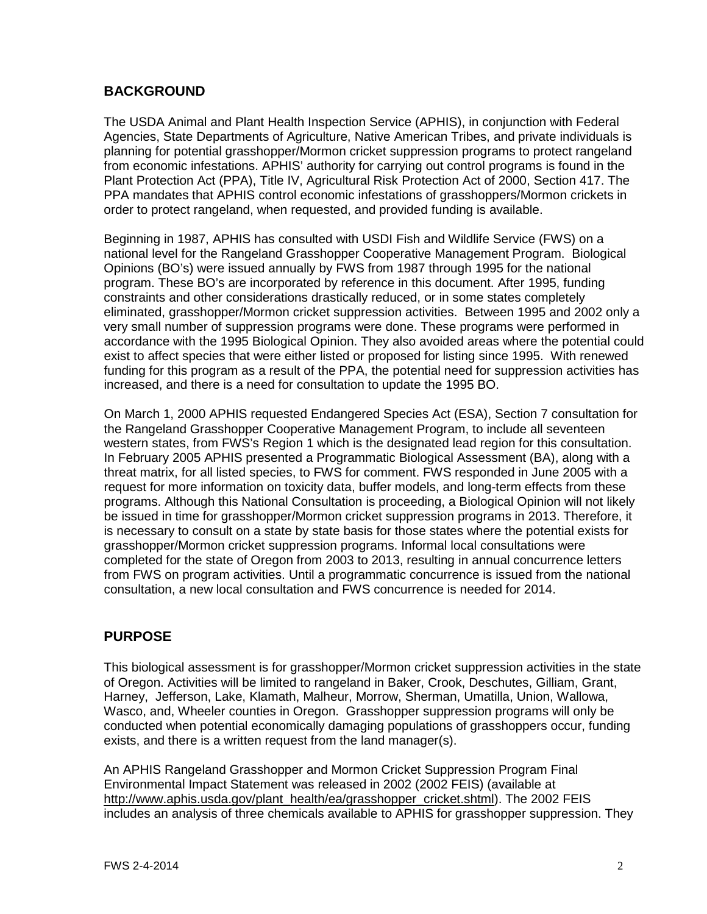## BACKGROUND

The USDA Animal and Plant Health Inspection Service (APHIS), in conjunction with Federal Agencies, State Departments of Agriculture, Native American Tribes, and private individuals is planning for potential grasshopper/Mormon cricket suppression programs to protect rangeland from economic infestations. APHIS' authority for carrying out control programs is found in the Plant Protection Act (PPA), Title IV, Agricultural Risk Protection Act of 2000, Section 417. The PPA mandates that APHIS control economic infestations of grasshoppers/Mormon crickets in order to protect rangeland, when requested, and provided funding is available.

Beginning in 1987, APHIS has consulted with USDI Fish and Wildlife Service (FWS) on a national level for the Rangeland Grasshopper Cooperative Management Program. Biological Opinions (BO's) were issued annually by FWS from 1987 through 1995 for the national program. These BO's are incorporated by reference in this document. After 1995, funding constraints and other considerations drastically reduced, or in some states completely eliminated, grasshopper/Mormon cricket suppression activities. Between 1995 and 2002 only a very small number of suppression programs were done. These programs were performed in accordance with the 1995 Biological Opinion. They also avoided areas where the potential could exist to affect species that were either listed or proposed for listing since 1995. With renewed funding for this program as a result of the PPA, the potential need for suppression activities has increased, and there is a need for consultation to update the 1995 BO.

On March 1, 2000 APHIS requested Endangered Species Act (ESA), Section 7 consultation for the Rangeland Grasshopper Cooperative Management Program, to include all seventeen western states, from FWS's Region 1 which is the designated lead region for this consultation. In February 2005 APHIS presented a Programmatic Biological Assessment (BA), along with a threat matrix, for all listed species, to FWS for comment. FWS responded in June 2005 with a request for more information on toxicity data, buffer models, and long-term effects from these programs. Although this National Consultation is proceeding, a Biological Opinion will not likely be issued in time for grasshopper/Mormon cricket suppression programs in 2013. Therefore, it is necessary to consult on a state by state basis for those states where the potential exists for grasshopper/Mormon cricket suppression programs. Informal local consultations were completed for the state of Oregon from 2003 to 2013, resulting in annual concurrence letters from FWS on program activities. Until a programmatic concurrence is issued from the national consultation, a new local consultation and FWS concurrence is needed for 2014.

## PURPOSE

This biological assessment is for grasshopper/Mormon cricket suppression activities in the state of Oregon. Activities will be limited to rangeland in Baker, Crook, Deschutes, Gilliam, Grant, Harney, Jefferson, Lake, Klamath, Malheur, Morrow, Sherman, Umatilla, Union, Wallowa, Wasco, and, Wheeler counties in Oregon. Grasshopper suppression programs will only be conducted when potential economically damaging populations of grasshoppers occur, funding exists, and there is a written request from the land manager(s).

An APHIS Rangeland Grasshopper and Mormon Cricket Suppression Program Final Environmental Impact Statement was released in 2002 (2002 FEIS) (available at http://www.aphis.usda.gov/plant_health/ea/grasshopper_cricket.shtml). The 2002 FEIS includes an analysis of three chemicals available to APHIS for grasshopper suppression. They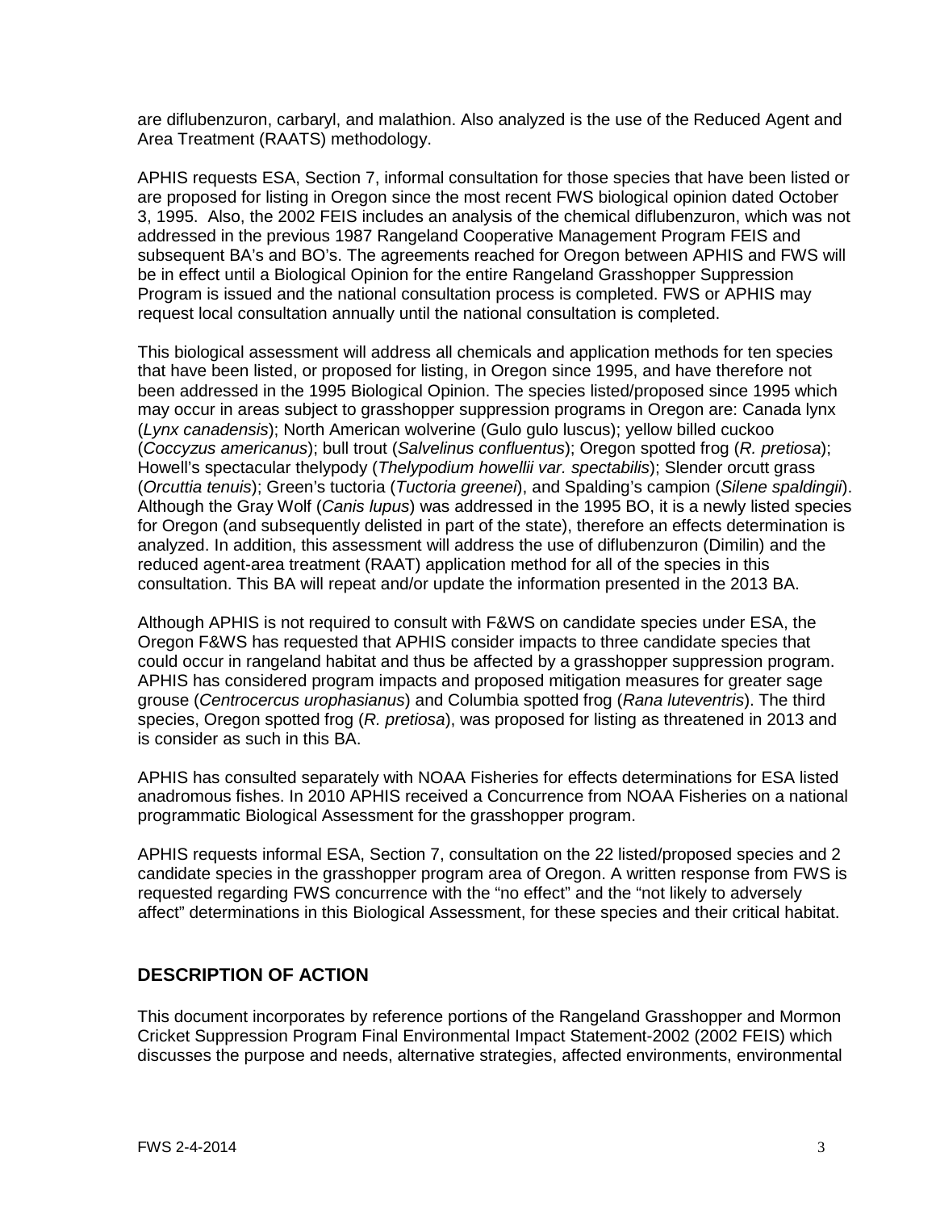are diflubenzuron, carbaryl, and malathion. Also analyzed is the use of the Reduced Agent and Area Treatment (RAATS) methodology.

APHIS requests ESA, Section 7, informal consultation for those species that have been listed or are proposed for listing in Oregon since the most recent FWS biological opinion dated October 3, 1995. Also, the 2002 FEIS includes an analysis of the chemical diflubenzuron, which was not addressed in the previous 1987 Rangeland Cooperative Management Program FEIS and subsequent BA's and BO's. The agreements reached for Oregon between APHIS and FWS will be in effect until a Biological Opinion for the entire Rangeland Grasshopper Suppression Program is issued and the national consultation process is completed. FWS or APHIS may request local consultation annually until the national consultation is completed.

This biological assessment will address all chemicals and application methods for ten species that have been listed, or proposed for listing, in Oregon since 1995, and have therefore not been addressed in the 1995 Biological Opinion. The species listed/proposed since 1995 which may occur in areas subject to grasshopper suppression programs in Oregon are: Canada lynx (*Lynx canadensis*); North American wolverine (Gulo gulo luscus); yellow billed cuckoo (*Coccyzus americanus*); bull trout (*Salvelinus confluentus*); Oregon spotted frog (*R. pretiosa*); Howell's spectacular thelypody (*Thelypodium howellii var. spectabilis*); Slender orcutt grass (*Orcuttia tenuis*); Green's tuctoria (*Tuctoria greenei*), and Spalding's campion (*Silene spaldingii*). Although the Gray Wolf (*Canis lupus*) was addressed in the 1995 BO, it is a newly listed species for Oregon (and subsequently delisted in part of the state), therefore an effects determination is analyzed. In addition, this assessment will address the use of diflubenzuron (Dimilin) and the reduced agent-area treatment (RAAT) application method for all of the species in this consultation. This BA will repeat and/or update the information presented in the 2013 BA.

Although APHIS is not required to consult with F&WS on candidate species under ESA, the Oregon F&WS has requested that APHIS consider impacts to three candidate species that could occur in rangeland habitat and thus be affected by a grasshopper suppression program. APHIS has considered program impacts and proposed mitigation measures for greater sage grouse (*Centrocercus urophasianus*) and Columbia spotted frog (*Rana luteventris*). The third species, Oregon spotted frog (*R. pretiosa*), was proposed for listing as threatened in 2013 and is consider as such in this BA.

APHIS has consulted separately with NOAA Fisheries for effects determinations for ESA listed anadromous fishes. In 2010 APHIS received a Concurrence from NOAA Fisheries on a national programmatic Biological Assessment for the grasshopper program.

APHIS requests informal ESA, Section 7, consultation on the 22 listed/proposed species and 2 candidate species in the grasshopper program area of Oregon. A written response from FWS is requested regarding FWS concurrence with the "no effect" and the "not likely to adversely affect" determinations in this Biological Assessment, for these species and their critical habitat.

## DESCRIPTION OF ACTION

This document incorporates by reference portions of the Rangeland Grasshopper and Mormon Cricket Suppression Program Final Environmental Impact Statement-2002 (2002 FEIS) which discusses the purpose and needs, alternative strategies, affected environments, environmental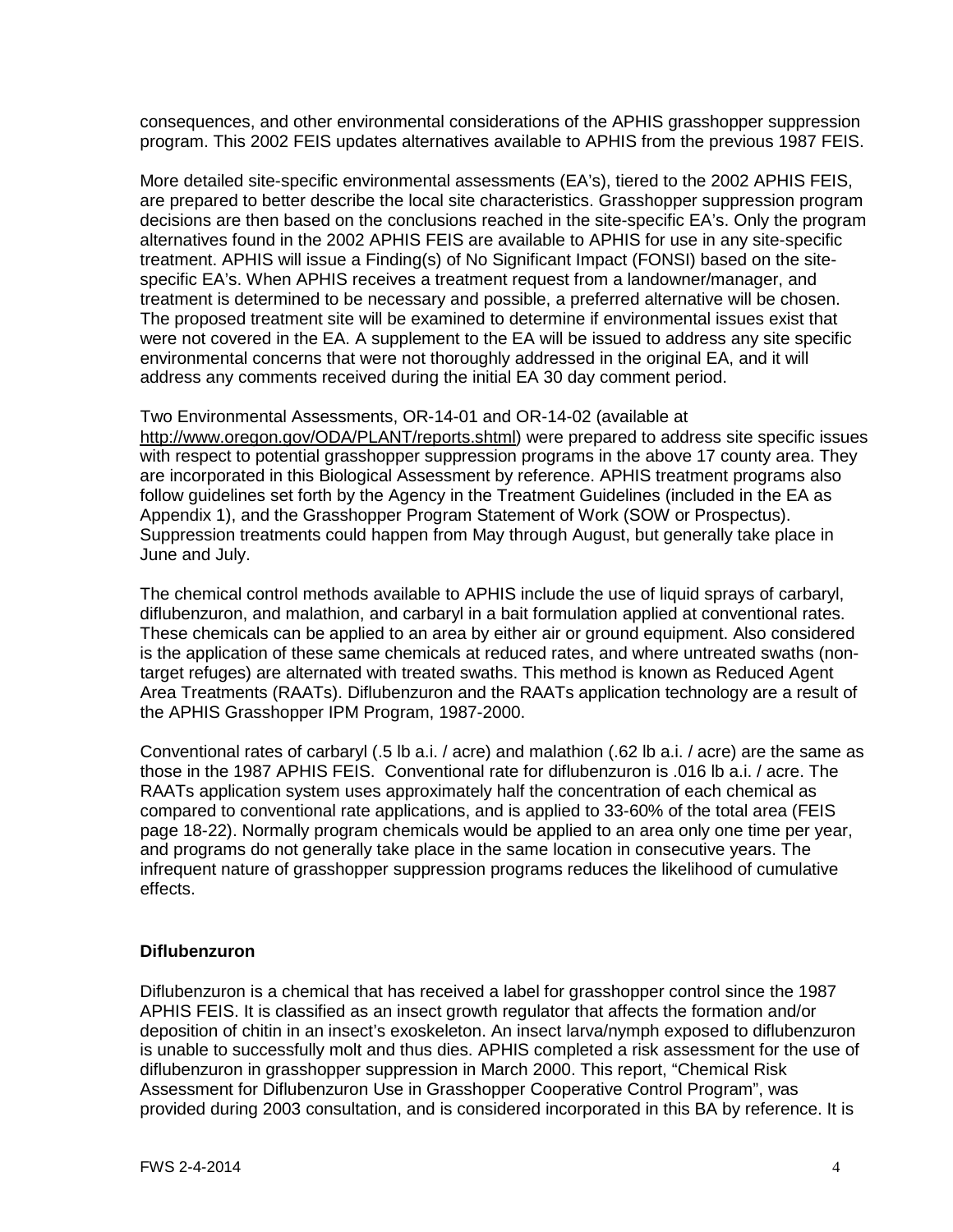consequences, and other environmental considerations of the APHIS grasshopper suppression program. This 2002 FEIS updates alternatives available to APHIS from the previous 1987 FEIS.

More detailed site-specific environmental assessments (EA's), tiered to the 2002 APHIS FEIS, are prepared to better describe the local site characteristics. Grasshopper suppression program decisions are then based on the conclusions reached in the site-specific EA's. Only the program alternatives found in the 2002 APHIS FEIS are available to APHIS for use in any site-specific treatment. APHIS will issue a Finding(s) of No Significant Impact (FONSI) based on the site-specific EA's. When APHIS receives a treatment request from a landowner/manager, and treatment is determined to be necessary and possible, a preferred alternative will be chosen. The proposed treatment site will be examined to determine if environmental issues exist that were not covered in the EA. A supplement to the EA will be issued to address any site specific environmental concerns that were not thoroughly addressed in the original EA, and it will address any comments received during the initial EA 30 day comment period.

Two Environmental Assessments, OR-14-01 and OR-14-02 (available at http://www.oregon.gov/ODA/PLANT/reports.shtml) were prepared to address site specific issues with respect to potential grasshopper suppression programs in the above 17 county area. They are incorporated in this Biological Assessment by reference. APHIS treatment programs also follow guidelines set forth by the Agency in the Treatment Guidelines (included in the EA as Appendix 1), and the Grasshopper Program Statement of Work (SOW or Prospectus). Suppression treatments could happen from May through August, but generally take place in June and July.

The chemical control methods available to APHIS include the use of liquid sprays of carbaryl, diflubenzuron, and malathion, and carbaryl in a bait formulation applied at conventional rates. These chemicals can be applied to an area by either air or ground equipment. Also considered is the application of these same chemicals at reduced rates, and where untreated swaths (non-target refuges) are alternated with treated swaths. This method is known as Reduced Agent Area Treatments (RAATs). Diflubenzuron and the RAATs application technology are a result of the APHIS Grasshopper IPM Program, 1987-2000.

Conventional rates of carbaryl (.5 lb a.i. / acre) and malathion (.62 lb a.i. / acre) are the same as those in the 1987 APHIS FEIS. Conventional rate for diflubenzuron is .016 lb a.i. / acre. The RAATs application system uses approximately half the concentration of each chemical as compared to conventional rate applications, and is applied to 33-60% of the total area (FEIS page 18-22). Normally program chemicals would be applied to an area only one time per year, and programs do not generally take place in the same location in consecutive years. The infrequent nature of grasshopper suppression programs reduces the likelihood of cumulative effects.

**Diflubenzuron**

Diflubenzuron is a chemical that has received a label for grasshopper control since the 1987 APHIS FEIS. It is classified as an insect growth regulator that affects the formation and/or deposition of chitin in an insect's exoskeleton. An insect larva/nymph exposed to diflubenzuron is unable to successfully molt and thus dies. APHIS completed a risk assessment for the use of diflubenzuron in grasshopper suppression in March 2000. This report, "Chemical Risk Assessment for Diflubenzuron Use in Grasshopper Cooperative Control Program", was provided during 2003 consultation, and is considered incorporated in this BA by reference. It is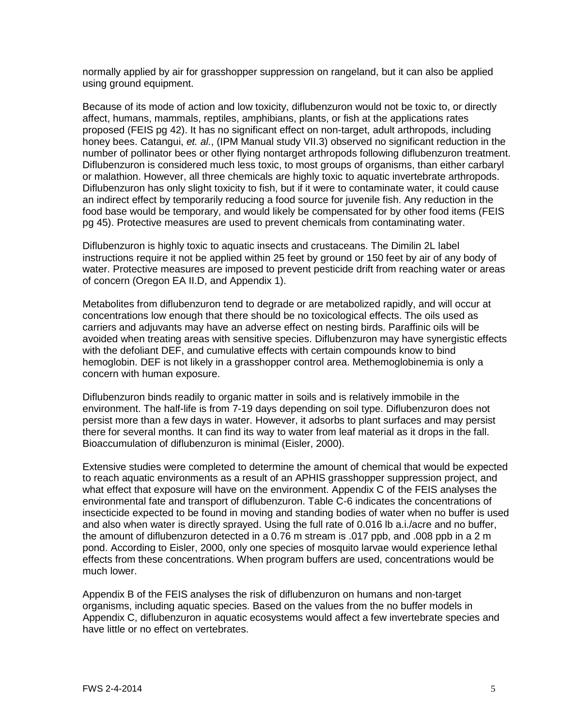normally applied by air for grasshopper suppression on rangeland, but it can also be applied using ground equipment.

Because of its mode of action and low toxicity, diflubenzuron would not be toxic to, or directly affect, humans, mammals, reptiles, amphibians, plants, or fish at the applications rates proposed (FEIS pg 42). It has no significant effect on non-target, adult arthropods, including honey bees. Catangui, *et. al.*, (IPM Manual study VII.3) observed no significant reduction in the number of pollinator bees or other flying nontarget arthropods following diflubenzuron treatment. Diflubenzuron is considered much less toxic, to most groups of organisms, than either carbaryl or malathion. However, all three chemicals are highly toxic to aquatic invertebrate arthropods. Diflubenzuron has only slight toxicity to fish, but if it were to contaminate water, it could cause an indirect effect by temporarily reducing a food source for juvenile fish. Any reduction in the food base would be temporary, and would likely be compensated for by other food items (FEIS pg 45). Protective measures are used to prevent chemicals from contaminating water.

Diflubenzuron is highly toxic to aquatic insects and crustaceans. The Dimilin 2L label instructions require it not be applied within 25 feet by ground or 150 feet by air of any body of water. Protective measures are imposed to prevent pesticide drift from reaching water or areas of concern (Oregon EA II.D, and Appendix 1).

Metabolites from diflubenzuron tend to degrade or are metabolized rapidly, and will occur at concentrations low enough that there should be no toxicological effects. The oils used as carriers and adjuvants may have an adverse effect on nesting birds. Paraffinic oils will be avoided when treating areas with sensitive species. Diflubenzuron may have synergistic effects with the defoliant DEF, and cumulative effects with certain compounds know to bind hemoglobin. DEF is not likely in a grasshopper control area. Methemoglobinemia is only a concern with human exposure.

Diflubenzuron binds readily to organic matter in soils and is relatively immobile in the environment. The half-life is from 7-19 days depending on soil type. Diflubenzuron does not persist more than a few days in water. However, it adsorbs to plant surfaces and may persist there for several months. It can find its way to water from leaf material as it drops in the fall. Bioaccumulation of diflubenzuron is minimal (Eisler, 2000).

Extensive studies were completed to determine the amount of chemical that would be expected to reach aquatic environments as a result of an APHIS grasshopper suppression project, and what effect that exposure will have on the environment. Appendix C of the FEIS analyses the environmental fate and transport of diflubenzuron. Table C-6 indicates the concentrations of insecticide expected to be found in moving and standing bodies of water when no buffer is used and also when water is directly sprayed. Using the full rate of 0.016 lb a.i./acre and no buffer, the amount of diflubenzuron detected in a 0.76 m stream is .017 ppb, and .008 ppb in a 2 m pond. According to Eisler, 2000, only one species of mosquito larvae would experience lethal effects from these concentrations. When program buffers are used, concentrations would be much lower.

Appendix B of the FEIS analyses the risk of diflubenzuron on humans and non-target organisms, including aquatic species. Based on the values from the no buffer models in Appendix C, diflubenzuron in aquatic ecosystems would affect a few invertebrate species and have little or no effect on vertebrates.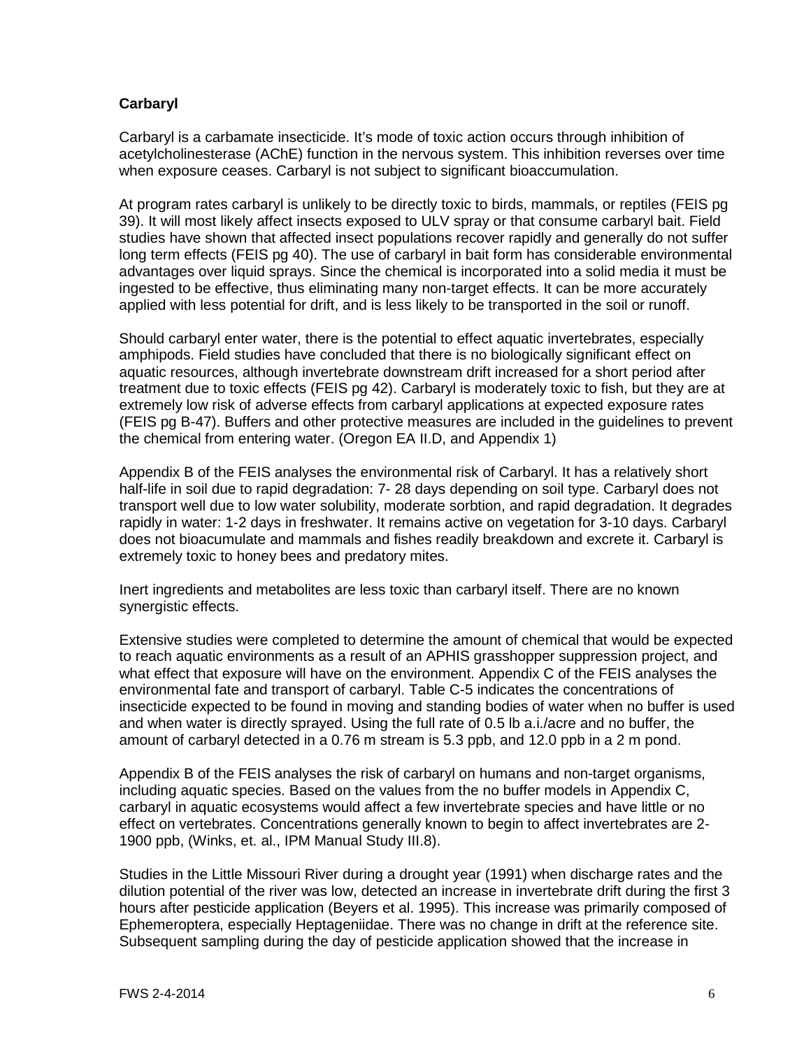**Carbaryl**

Carbaryl is a carbamate insecticide. It's mode of toxic action occurs through inhibition of acetylcholinesterase (AChE) function in the nervous system. This inhibition reverses over time when exposure ceases. Carbaryl is not subject to significant bioaccumulation.

At program rates carbaryl is unlikely to be directly toxic to birds, mammals, or reptiles (FEIS pg 39). It will most likely affect insects exposed to ULV spray or that consume carbaryl bait. Field studies have shown that affected insect populations recover rapidly and generally do not suffer long term effects (FEIS pg 40). The use of carbaryl in bait form has considerable environmental advantages over liquid sprays. Since the chemical is incorporated into a solid media it must be ingested to be effective, thus eliminating many non-target effects. It can be more accurately applied with less potential for drift, and is less likely to be transported in the soil or runoff.

Should carbaryl enter water, there is the potential to effect aquatic invertebrates, especially amphipods. Field studies have concluded that there is no biologically significant effect on aquatic resources, although invertebrate downstream drift increased for a short period after treatment due to toxic effects (FEIS pg 42). Carbaryl is moderately toxic to fish, but they are at extremely low risk of adverse effects from carbaryl applications at expected exposure rates (FEIS pg B-47). Buffers and other protective measures are included in the guidelines to prevent the chemical from entering water. (Oregon EA II.D, and Appendix 1)

Appendix B of the FEIS analyses the environmental risk of Carbaryl. It has a relatively short half-life in soil due to rapid degradation: 7- 28 days depending on soil type. Carbaryl does not transport well due to low water solubility, moderate sorbtion, and rapid degradation. It degrades rapidly in water: 1-2 days in freshwater. It remains active on vegetation for 3-10 days. Carbaryl does not bioacumulate and mammals and fishes readily breakdown and excrete it. Carbaryl is extremely toxic to honey bees and predatory mites.

Inert ingredients and metabolites are less toxic than carbaryl itself. There are no known synergistic effects.

Extensive studies were completed to determine the amount of chemical that would be expected to reach aquatic environments as a result of an APHIS grasshopper suppression project, and what effect that exposure will have on the environment. Appendix C of the FEIS analyses the environmental fate and transport of carbaryl. Table C-5 indicates the concentrations of insecticide expected to be found in moving and standing bodies of water when no buffer is used and when water is directly sprayed. Using the full rate of 0.5 lb a.i./acre and no buffer, the amount of carbaryl detected in a 0.76 m stream is 5.3 ppb, and 12.0 ppb in a 2 m pond.

Appendix B of the FEIS analyses the risk of carbaryl on humans and non-target organisms, including aquatic species. Based on the values from the no buffer models in Appendix C, carbaryl in aquatic ecosystems would affect a few invertebrate species and have little or no effect on vertebrates. Concentrations generally known to begin to affect invertebrates are 2-1900 ppb, (Winks, et. al., IPM Manual Study III.8).

Studies in the Little Missouri River during a drought year (1991) when discharge rates and the dilution potential of the river was low, detected an increase in invertebrate drift during the first 3 hours after pesticide application (Beyers et al. 1995). This increase was primarily composed of Ephemeroptera, especially Heptageniidae. There was no change in drift at the reference site. Subsequent sampling during the day of pesticide application showed that the increase in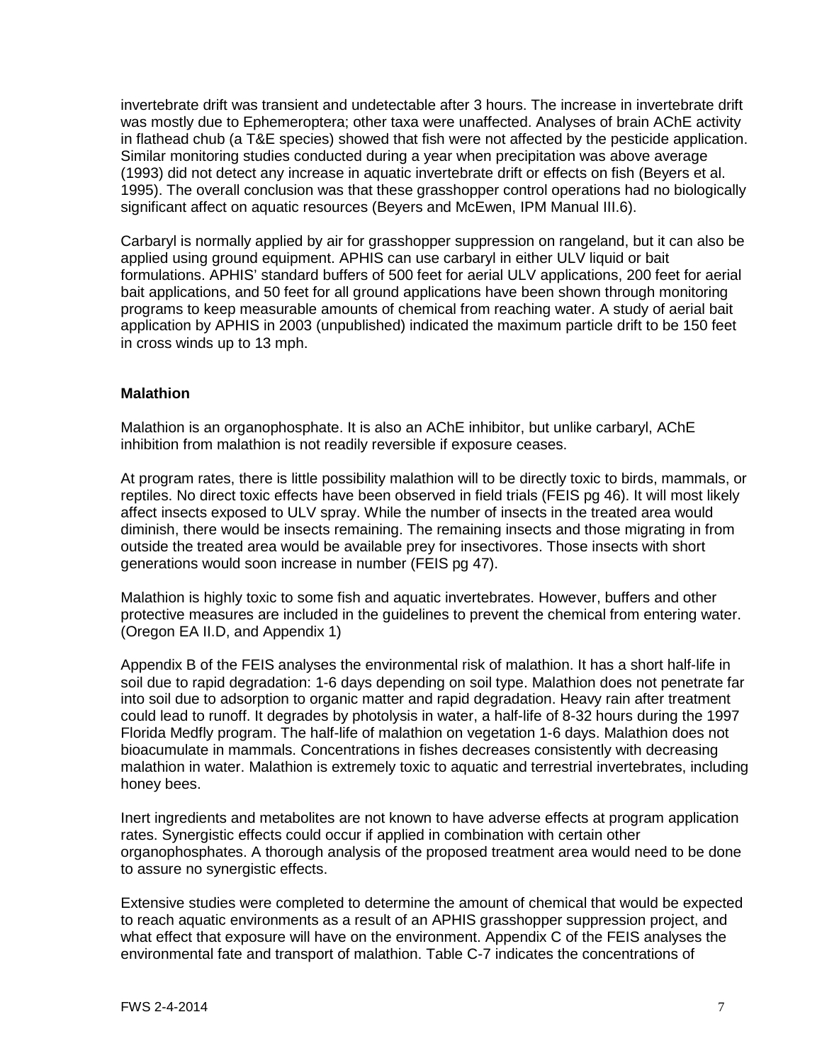invertebrate drift was transient and undetectable after 3 hours. The increase in invertebrate drift was mostly due to Ephemeroptera; other taxa were unaffected. Analyses of brain AChE activity in flathead chub (a T&E species) showed that fish were not affected by the pesticide application. Similar monitoring studies conducted during a year when precipitation was above average (1993) did not detect any increase in aquatic invertebrate drift or effects on fish (Beyers et al. 1995). The overall conclusion was that these grasshopper control operations had no biologically significant affect on aquatic resources (Beyers and McEwen, IPM Manual III.6).

Carbaryl is normally applied by air for grasshopper suppression on rangeland, but it can also be applied using ground equipment. APHIS can use carbaryl in either ULV liquid or bait formulations. APHIS' standard buffers of 500 feet for aerial ULV applications, 200 feet for aerial bait applications, and 50 feet for all ground applications have been shown through monitoring programs to keep measurable amounts of chemical from reaching water. A study of aerial bait application by APHIS in 2003 (unpublished) indicated the maximum particle drift to be 150 feet in cross winds up to 13 mph.

**Malathion**

Malathion is an organophosphate. It is also an AChE inhibitor, but unlike carbaryl, AChE inhibition from malathion is not readily reversible if exposure ceases.

At program rates, there is little possibility malathion will to be directly toxic to birds, mammals, or reptiles. No direct toxic effects have been observed in field trials (FEIS pg 46). It will most likely affect insects exposed to ULV spray. While the number of insects in the treated area would diminish, there would be insects remaining. The remaining insects and those migrating in from outside the treated area would be available prey for insectivores. Those insects with short generations would soon increase in number (FEIS pg 47).

Malathion is highly toxic to some fish and aquatic invertebrates. However, buffers and other protective measures are included in the guidelines to prevent the chemical from entering water. (Oregon EA II.D, and Appendix 1)

Appendix B of the FEIS analyses the environmental risk of malathion. It has a short half-life in soil due to rapid degradation: 1-6 days depending on soil type. Malathion does not penetrate far into soil due to adsorption to organic matter and rapid degradation. Heavy rain after treatment could lead to runoff. It degrades by photolysis in water, a half-life of 8-32 hours during the 1997 Florida Medfly program. The half-life of malathion on vegetation 1-6 days. Malathion does not bioacumulate in mammals. Concentrations in fishes decreases consistently with decreasing malathion in water. Malathion is extremely toxic to aquatic and terrestrial invertebrates, including honey bees.

Inert ingredients and metabolites are not known to have adverse effects at program application rates. Synergistic effects could occur if applied in combination with certain other organophosphates. A thorough analysis of the proposed treatment area would need to be done to assure no synergistic effects.

Extensive studies were completed to determine the amount of chemical that would be expected to reach aquatic environments as a result of an APHIS grasshopper suppression project, and what effect that exposure will have on the environment. Appendix C of the FEIS analyses the environmental fate and transport of malathion. Table C-7 indicates the concentrations of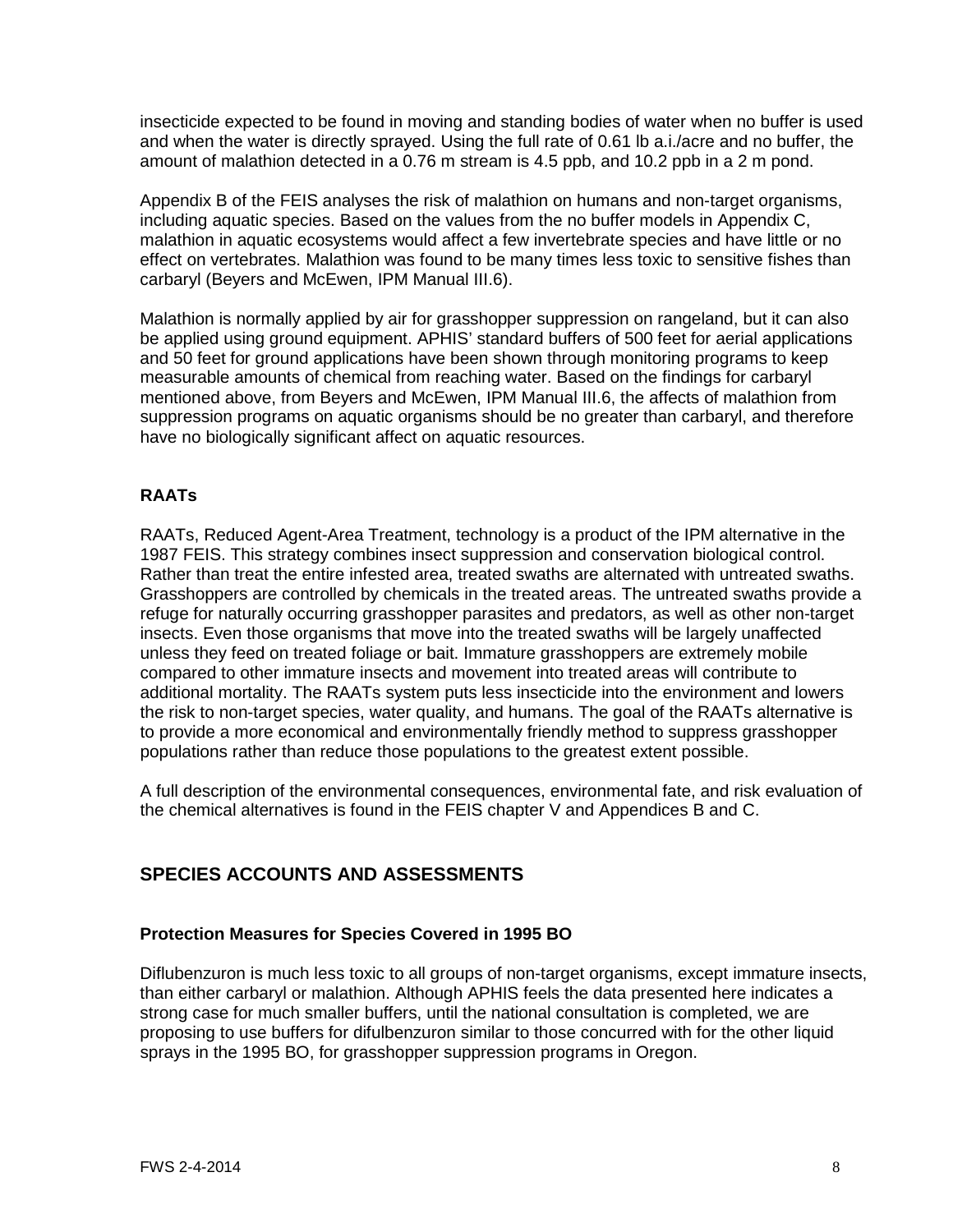insecticide expected to be found in moving and standing bodies of water when no buffer is used and when the water is directly sprayed. Using the full rate of 0.61 lb a.i./acre and no buffer, the amount of malathion detected in a 0.76 m stream is 4.5 ppb, and 10.2 ppb in a 2 m pond.

Appendix B of the FEIS analyses the risk of malathion on humans and non-target organisms, including aquatic species. Based on the values from the no buffer models in Appendix C, malathion in aquatic ecosystems would affect a few invertebrate species and have little or no effect on vertebrates. Malathion was found to be many times less toxic to sensitive fishes than carbaryl (Beyers and McEwen, IPM Manual III.6).

Malathion is normally applied by air for grasshopper suppression on rangeland, but it can also be applied using ground equipment. APHIS' standard buffers of 500 feet for aerial applications and 50 feet for ground applications have been shown through monitoring programs to keep measurable amounts of chemical from reaching water. Based on the findings for carbaryl mentioned above, from Beyers and McEwen, IPM Manual III.6, the affects of malathion from suppression programs on aquatic organisms should be no greater than carbaryl, and therefore have no biologically significant affect on aquatic resources.

### RAATs

RAATs, Reduced Agent-Area Treatment, technology is a product of the IPM alternative in the 1987 FEIS. This strategy combines insect suppression and conservation biological control. Rather than treat the entire infested area, treated swaths are alternated with untreated swaths. Grasshoppers are controlled by chemicals in the treated areas. The untreated swaths provide a refuge for naturally occurring grasshopper parasites and predators, as well as other non-target insects. Even those organisms that move into the treated swaths will be largely unaffected unless they feed on treated foliage or bait. Immature grasshoppers are extremely mobile compared to other immature insects and movement into treated areas will contribute to additional mortality. The RAATs system puts less insecticide into the environment and lowers the risk to non-target species, water quality, and humans. The goal of the RAATs alternative is to provide a more economical and environmentally friendly method to suppress grasshopper populations rather than reduce those populations to the greatest extent possible.

A full description of the environmental consequences, environmental fate, and risk evaluation of the chemical alternatives is found in the FEIS chapter V and Appendices B and C.

## SPECIES ACCOUNTS AND ASSESSMENTS

### Protection Measures for Species Covered in 1995 BO

Diflubenzuron is much less toxic to all groups of non-target organisms, except immature insects, than either carbaryl or malathion. Although APHIS feels the data presented here indicates a strong case for much smaller buffers, until the national consultation is completed, we are proposing to use buffers for difulbenzuron similar to those concurred with for the other liquid sprays in the 1995 BO, for grasshopper suppression programs in Oregon.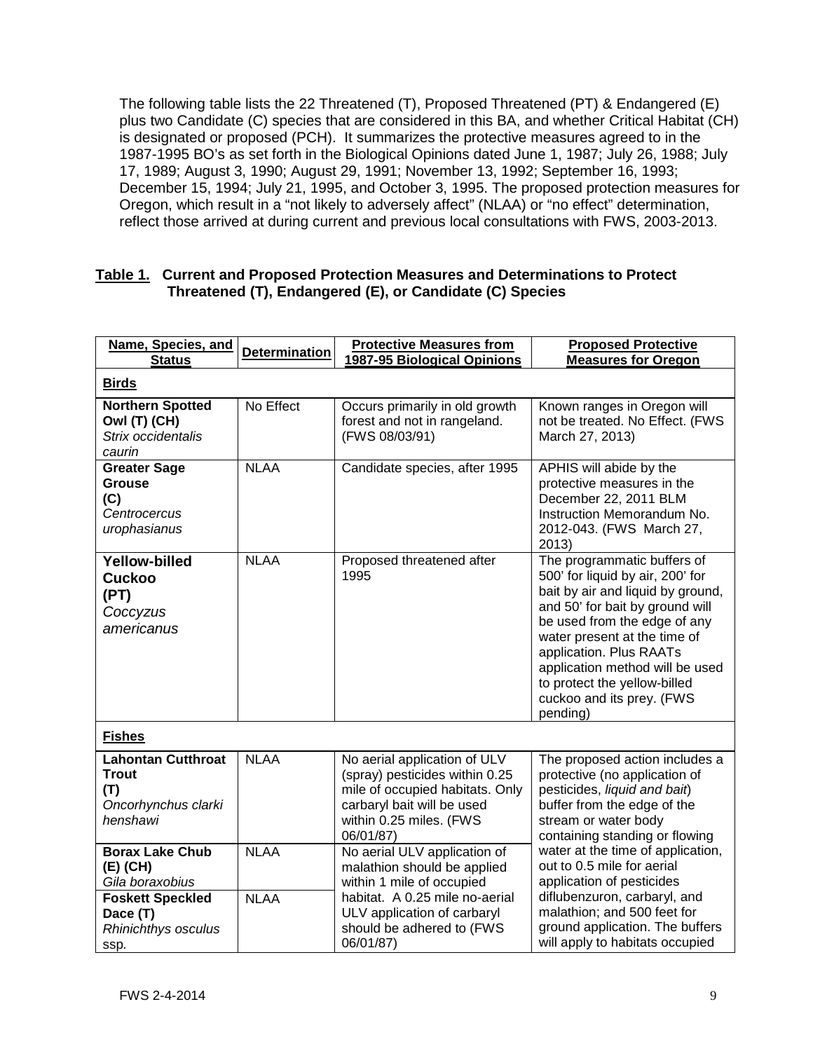The following table lists the 22 Threatened (T), Proposed Threatened (PT) & Endangered (E) plus two Candidate (C) species that are considered in this BA, and whether Critical Habitat (CH) is designated or proposed (PCH). It summarizes the protective measures agreed to in the 1987-1995 BO's as set forth in the Biological Opinions dated June 1, 1987; July 26, 1988; July 17, 1989; August 3, 1990; August 29, 1991; November 13, 1992; September 16, 1993; December 15, 1994; July 21, 1995, and October 3, 1995. The proposed protection measures for Oregon, which result in a "not likely to adversely affect" (NLAA) or "no effect" determination, reflect those arrived at during current and previous local consultations with FWS, 2003-2013.

**Table 1. Current and Proposed Protection Measures and Determinations to Protect Threatened (T), Endangered (E), or Candidate (C) Species**

| Name, Species, and Status | Determination | Protective Measures from 1987-95 Biological Opinions | Proposed Protective Measures for Oregon |
|---|---|---|---|
| **Birds** | | | |
| **Northern Spotted Owl (T) (CH)** *Strix occidentalis caurin* | No Effect | Occurs primarily in old growth forest and not in rangeland. (FWS 08/03/91) | Known ranges in Oregon will not be treated. No Effect. (FWS March 27, 2013) |
| **Greater Sage Grouse (C)** *Centrocercus urophasianus* | NLAA | Candidate species, after 1995 | APHIS will abide by the protective measures in the December 22, 2011 BLM Instruction Memorandum No. 2012-043. (FWS March 27, 2013) |
| **Yellow-billed Cuckoo (PT)** *Coccyzus americanus* | NLAA | Proposed threatened after 1995 | The programmatic buffers of 500' for liquid by air, 200' for bait by air and liquid by ground, and 50' for bait by ground will be used from the edge of any water present at the time of application. Plus RAATs application method will be used to protect the yellow-billed cuckoo and its prey. (FWS pending) |
| **Fishes** | | | |
| **Lahontan Cutthroat Trout (T)** *Oncorhynchus clarki henshawi* | NLAA | No aerial application of ULV (spray) pesticides within 0.25 mile of occupied habitats. Only carbaryl bait will be used within 0.25 miles. (FWS 06/01/87) | The proposed action includes a protective (no application of pesticides, *liquid and bait*) buffer from the edge of the stream or water body containing standing or flowing water at the time of application, out to 0.5 mile for aerial application of pesticides diflubenzuron, carbaryl, and malathion; and 500 feet for ground application. The buffers will apply to habitats occupied |
| **Borax Lake Chub (E) (CH)** *Gila boraxobius* | NLAA | No aerial ULV application of malathion should be applied within 1 mile of occupied habitat. A 0.25 mile no-aerial ULV application of carbaryl should be adhered to (FWS 06/01/87) | |
| **Foskett Speckled Dace (T)** *Rhinichthys osculus ssp.* | NLAA | | |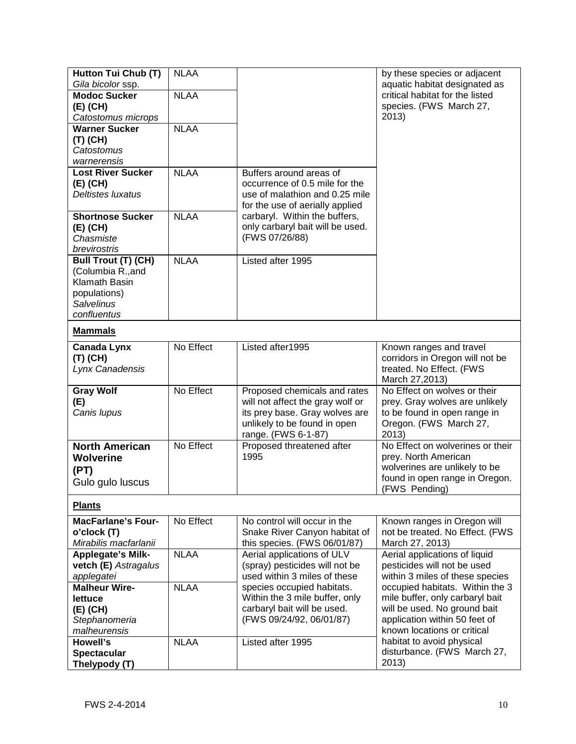| | | | |
|---|---|---|---|
| **Hutton Tui Chub (T)** *Gila bicolor* ssp. | NLAA | | by these species or adjacent aquatic habitat designated as critical habitat for the listed species. (FWS March 27, 2013) |
| **Modoc Sucker (E) (CH)** *Catostomus microps* | NLAA | | |
| **Warner Sucker (T) (CH)** *Catostomus warnerensis* | NLAA | | |
| **Lost River Sucker (E) (CH)** *Deltistes luxatus* | NLAA | Buffers around areas of occurrence of 0.5 mile for the use of malathion and 0.25 mile for the use of aerially applied carbaryl. Within the buffers, only carbaryl bait will be used. (FWS 07/26/88) | |
| **Shortnose Sucker (E) (CH)** *Chasmiste brevirostris* | NLAA | | |
| **Bull Trout (T) (CH)** (Columbia R.,and Klamath Basin populations) *Salvelinus confluentus* | NLAA | Listed after 1995 | |
| **Mammals** | | | |
| **Canada Lynx (T) (CH)** *Lynx Canadensis* | No Effect | Listed after1995 | Known ranges and travel corridors in Oregon will not be treated. No Effect. (FWS March 27,2013) |
| **Gray Wolf (E)** *Canis lupus* | No Effect | Proposed chemicals and rates will not affect the gray wolf or its prey base. Gray wolves are unlikely to be found in open range. (FWS 6-1-87) | No Effect on wolves or their prey. Gray wolves are unlikely to be found in open range in Oregon. (FWS March 27, 2013) |
| **North American Wolverine (PT)** Gulo gulo luscus | No Effect | Proposed threatened after 1995 | No Effect on wolverines or their prey. North American wolverines are unlikely to be found in open range in Oregon. (FWS Pending) |
| **Plants** | | | |
| **MacFarlane's Four-o'clock (T)** *Mirabilis macfarlanii* | No Effect | No control will occur in the Snake River Canyon habitat of this species. (FWS 06/01/87) | Known ranges in Oregon will not be treated. No Effect. (FWS March 27, 2013) |
| **Applegate's Milk-vetch (E)** *Astragalus applegatei* | NLAA | Aerial applications of ULV (spray) pesticides will not be used within 3 miles of these species occupied habitats. Within the 3 mile buffer, only carbaryl bait will be used. (FWS 09/24/92, 06/01/87) | Aerial applications of liquid pesticides will not be used within 3 miles of these species occupied habitats. Within the 3 mile buffer, only carbaryl bait will be used. No ground bait application within 50 feet of known locations or critical habitat to avoid physical disturbance. (FWS March 27, 2013) |
| **Malheur Wire-lettuce (E) (CH)** *Stephanomeria malheurensis* | NLAA | | |
| **Howell's Spectacular Thelypody (T)** | NLAA | Listed after 1995 | |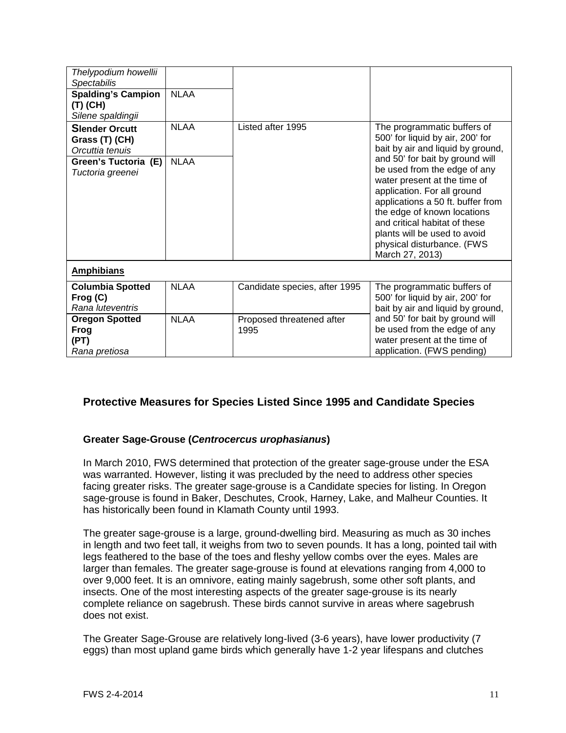| | | | |
|---|---|---|---|
| *Thelypodium howellii Spectabilis* | | | |
| **Spalding's Campion (T) (CH)** *Silene spaldingii* | NLAA | | |
| **Slender Orcutt Grass (T) (CH)** *Orcuttia tenuis* | NLAA | Listed after 1995 | The programmatic buffers of 500' for liquid by air, 200' for bait by air and liquid by ground, and 50' for bait by ground will be used from the edge of any water present at the time of application. For all ground applications a 50 ft. buffer from the edge of known locations and critical habitat of these plants will be used to avoid physical disturbance. (FWS March 27, 2013) |
| **Green's Tuctoria (E)** *Tuctoria greenei* | NLAA | | |
| **Amphibians** | | | |
| **Columbia Spotted Frog (C)** *Rana luteventris* | NLAA | Candidate species, after 1995 | The programmatic buffers of 500' for liquid by air, 200' for bait by air and liquid by ground, and 50' for bait by ground will be used from the edge of any water present at the time of application. (FWS pending) |
| **Oregon Spotted Frog (PT)** *Rana pretiosa* | NLAA | Proposed threatened after 1995 | |

## Protective Measures for Species Listed Since 1995 and Candidate Species

### Greater Sage-Grouse (*Centrocercus urophasianus*)

In March 2010, FWS determined that protection of the greater sage-grouse under the ESA was warranted. However, listing it was precluded by the need to address other species facing greater risks. The greater sage-grouse is a Candidate species for listing. In Oregon sage-grouse is found in Baker, Deschutes, Crook, Harney, Lake, and Malheur Counties. It has historically been found in Klamath County until 1993.

The greater sage-grouse is a large, ground-dwelling bird. Measuring as much as 30 inches in length and two feet tall, it weighs from two to seven pounds. It has a long, pointed tail with legs feathered to the base of the toes and fleshy yellow combs over the eyes. Males are larger than females. The greater sage-grouse is found at elevations ranging from 4,000 to over 9,000 feet. It is an omnivore, eating mainly sagebrush, some other soft plants, and insects. One of the most interesting aspects of the greater sage-grouse is its nearly complete reliance on sagebrush. These birds cannot survive in areas where sagebrush does not exist.

The Greater Sage-Grouse are relatively long-lived (3-6 years), have lower productivity (7 eggs) than most upland game birds which generally have 1-2 year lifespans and clutches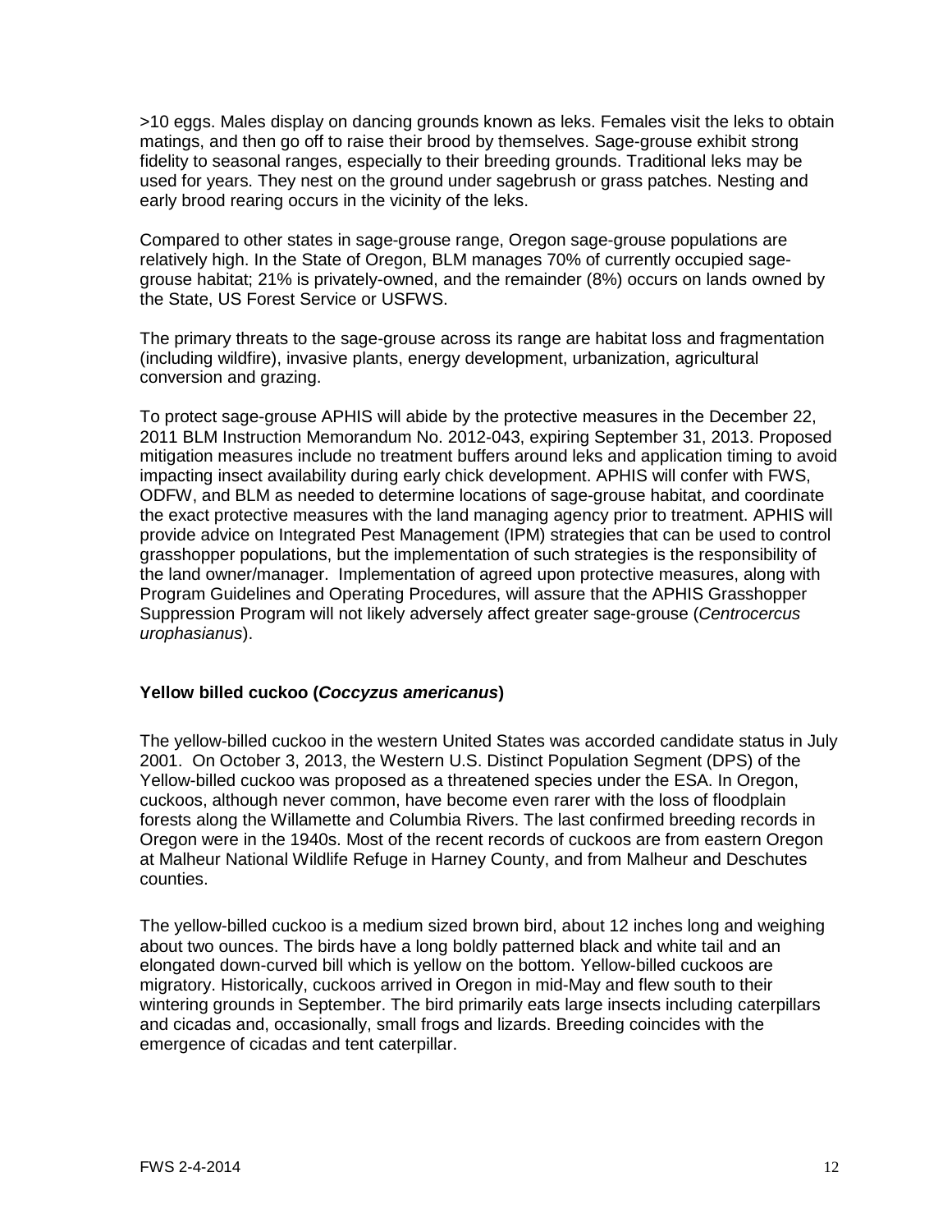>10 eggs. Males display on dancing grounds known as leks. Females visit the leks to obtain matings, and then go off to raise their brood by themselves. Sage-grouse exhibit strong fidelity to seasonal ranges, especially to their breeding grounds. Traditional leks may be used for years. They nest on the ground under sagebrush or grass patches. Nesting and early brood rearing occurs in the vicinity of the leks.

Compared to other states in sage-grouse range, Oregon sage-grouse populations are relatively high. In the State of Oregon, BLM manages 70% of currently occupied sage-grouse habitat; 21% is privately-owned, and the remainder (8%) occurs on lands owned by the State, US Forest Service or USFWS.

The primary threats to the sage-grouse across its range are habitat loss and fragmentation (including wildfire), invasive plants, energy development, urbanization, agricultural conversion and grazing.

To protect sage-grouse APHIS will abide by the protective measures in the December 22, 2011 BLM Instruction Memorandum No. 2012-043, expiring September 31, 2013. Proposed mitigation measures include no treatment buffers around leks and application timing to avoid impacting insect availability during early chick development. APHIS will confer with FWS, ODFW, and BLM as needed to determine locations of sage-grouse habitat, and coordinate the exact protective measures with the land managing agency prior to treatment. APHIS will provide advice on Integrated Pest Management (IPM) strategies that can be used to control grasshopper populations, but the implementation of such strategies is the responsibility of the land owner/manager. Implementation of agreed upon protective measures, along with Program Guidelines and Operating Procedures, will assure that the APHIS Grasshopper Suppression Program will not likely adversely affect greater sage-grouse (*Centrocercus urophasianus*).

**Yellow billed cuckoo (*Coccyzus americanus*)**

The yellow-billed cuckoo in the western United States was accorded candidate status in July 2001. On October 3, 2013, the Western U.S. Distinct Population Segment (DPS) of the Yellow-billed cuckoo was proposed as a threatened species under the ESA. In Oregon, cuckoos, although never common, have become even rarer with the loss of floodplain forests along the Willamette and Columbia Rivers. The last confirmed breeding records in Oregon were in the 1940s. Most of the recent records of cuckoos are from eastern Oregon at Malheur National Wildlife Refuge in Harney County, and from Malheur and Deschutes counties.

The yellow-billed cuckoo is a medium sized brown bird, about 12 inches long and weighing about two ounces. The birds have a long boldly patterned black and white tail and an elongated down-curved bill which is yellow on the bottom. Yellow-billed cuckoos are migratory. Historically, cuckoos arrived in Oregon in mid-May and flew south to their wintering grounds in September. The bird primarily eats large insects including caterpillars and cicadas and, occasionally, small frogs and lizards. Breeding coincides with the emergence of cicadas and tent caterpillar.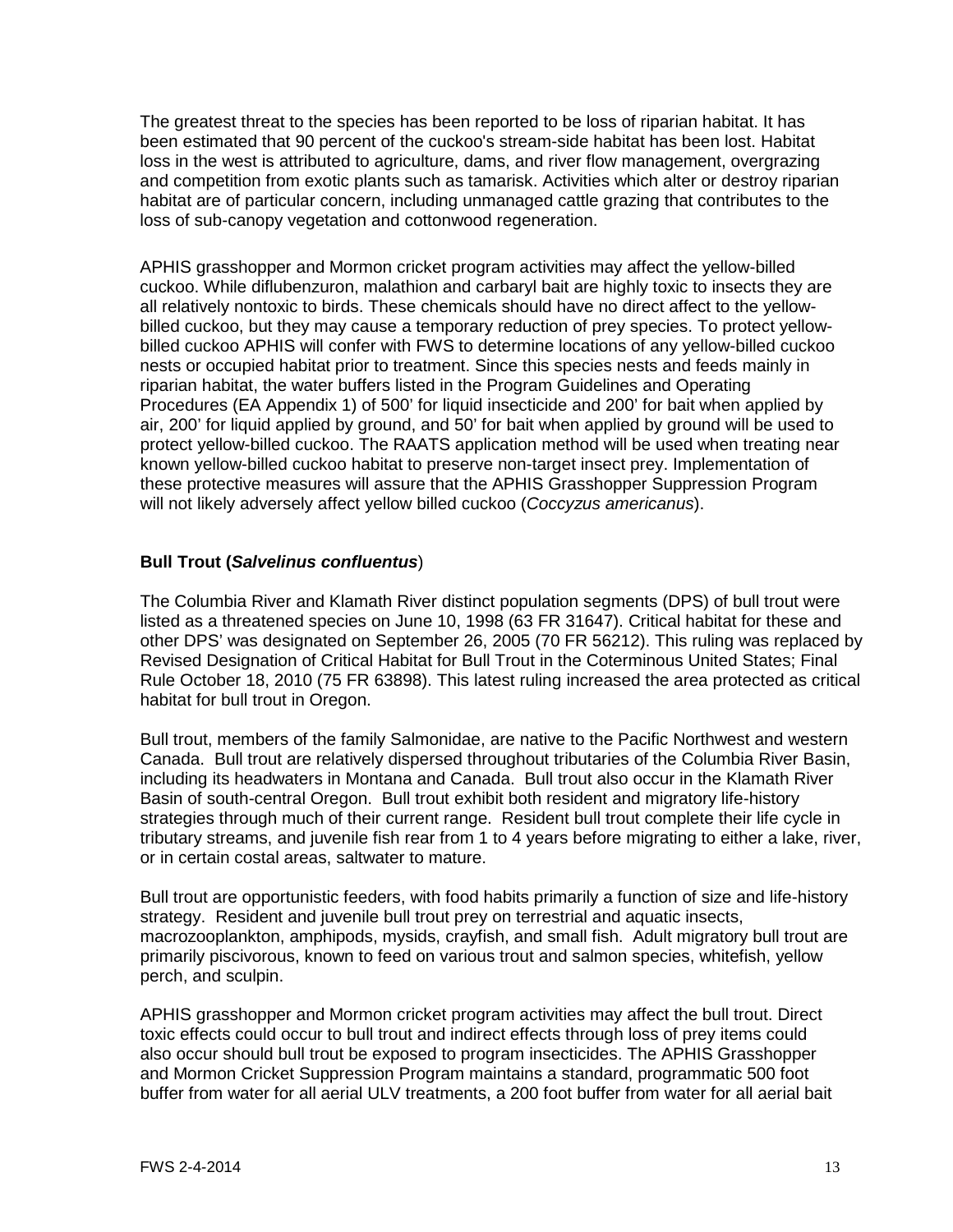The greatest threat to the species has been reported to be loss of riparian habitat. It has been estimated that 90 percent of the cuckoo's stream-side habitat has been lost. Habitat loss in the west is attributed to agriculture, dams, and river flow management, overgrazing and competition from exotic plants such as tamarisk. Activities which alter or destroy riparian habitat are of particular concern, including unmanaged cattle grazing that contributes to the loss of sub-canopy vegetation and cottonwood regeneration.

APHIS grasshopper and Mormon cricket program activities may affect the yellow-billed cuckoo. While diflubenzuron, malathion and carbaryl bait are highly toxic to insects they are all relatively nontoxic to birds. These chemicals should have no direct affect to the yellow-billed cuckoo, but they may cause a temporary reduction of prey species. To protect yellow-billed cuckoo APHIS will confer with FWS to determine locations of any yellow-billed cuckoo nests or occupied habitat prior to treatment. Since this species nests and feeds mainly in riparian habitat, the water buffers listed in the Program Guidelines and Operating Procedures (EA Appendix 1) of 500' for liquid insecticide and 200' for bait when applied by air, 200' for liquid applied by ground, and 50' for bait when applied by ground will be used to protect yellow-billed cuckoo. The RAATS application method will be used when treating near known yellow-billed cuckoo habitat to preserve non-target insect prey. Implementation of these protective measures will assure that the APHIS Grasshopper Suppression Program will not likely adversely affect yellow billed cuckoo (*Coccyzus americanus*).

**Bull Trout (*Salvelinus confluentus*)**

The Columbia River and Klamath River distinct population segments (DPS) of bull trout were listed as a threatened species on June 10, 1998 (63 FR 31647). Critical habitat for these and other DPS' was designated on September 26, 2005 (70 FR 56212). This ruling was replaced by Revised Designation of Critical Habitat for Bull Trout in the Coterminous United States; Final Rule October 18, 2010 (75 FR 63898). This latest ruling increased the area protected as critical habitat for bull trout in Oregon.

Bull trout, members of the family Salmonidae, are native to the Pacific Northwest and western Canada. Bull trout are relatively dispersed throughout tributaries of the Columbia River Basin, including its headwaters in Montana and Canada. Bull trout also occur in the Klamath River Basin of south-central Oregon. Bull trout exhibit both resident and migratory life-history strategies through much of their current range. Resident bull trout complete their life cycle in tributary streams, and juvenile fish rear from 1 to 4 years before migrating to either a lake, river, or in certain costal areas, saltwater to mature.

Bull trout are opportunistic feeders, with food habits primarily a function of size and life-history strategy. Resident and juvenile bull trout prey on terrestrial and aquatic insects, macrozooplankton, amphipods, mysids, crayfish, and small fish. Adult migratory bull trout are primarily piscivorous, known to feed on various trout and salmon species, whitefish, yellow perch, and sculpin.

APHIS grasshopper and Mormon cricket program activities may affect the bull trout. Direct toxic effects could occur to bull trout and indirect effects through loss of prey items could also occur should bull trout be exposed to program insecticides. The APHIS Grasshopper and Mormon Cricket Suppression Program maintains a standard, programmatic 500 foot buffer from water for all aerial ULV treatments, a 200 foot buffer from water for all aerial bait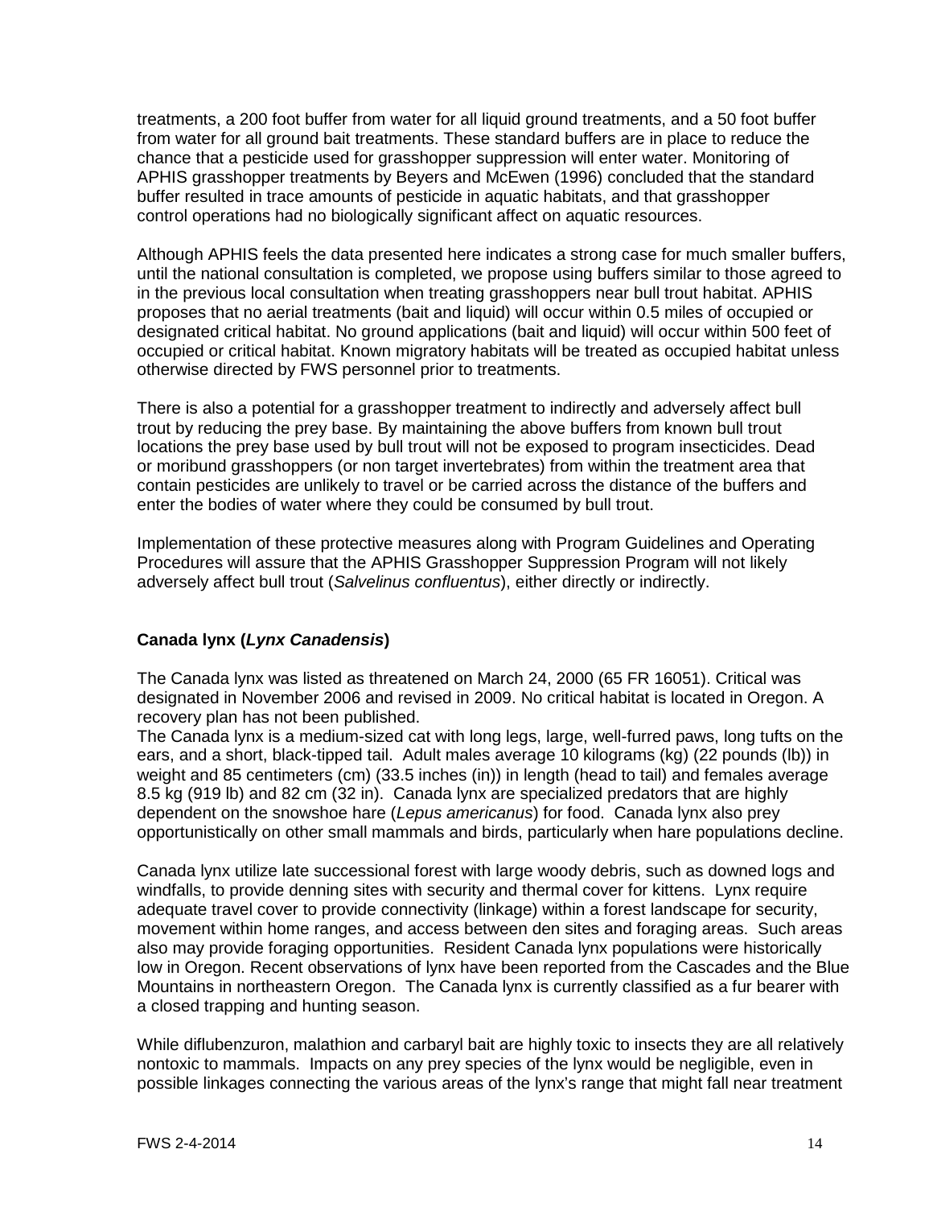treatments, a 200 foot buffer from water for all liquid ground treatments, and a 50 foot buffer from water for all ground bait treatments. These standard buffers are in place to reduce the chance that a pesticide used for grasshopper suppression will enter water. Monitoring of APHIS grasshopper treatments by Beyers and McEwen (1996) concluded that the standard buffer resulted in trace amounts of pesticide in aquatic habitats, and that grasshopper control operations had no biologically significant affect on aquatic resources.

Although APHIS feels the data presented here indicates a strong case for much smaller buffers, until the national consultation is completed, we propose using buffers similar to those agreed to in the previous local consultation when treating grasshoppers near bull trout habitat. APHIS proposes that no aerial treatments (bait and liquid) will occur within 0.5 miles of occupied or designated critical habitat. No ground applications (bait and liquid) will occur within 500 feet of occupied or critical habitat. Known migratory habitats will be treated as occupied habitat unless otherwise directed by FWS personnel prior to treatments.

There is also a potential for a grasshopper treatment to indirectly and adversely affect bull trout by reducing the prey base. By maintaining the above buffers from known bull trout locations the prey base used by bull trout will not be exposed to program insecticides. Dead or moribund grasshoppers (or non target invertebrates) from within the treatment area that contain pesticides are unlikely to travel or be carried across the distance of the buffers and enter the bodies of water where they could be consumed by bull trout.

Implementation of these protective measures along with Program Guidelines and Operating Procedures will assure that the APHIS Grasshopper Suppression Program will not likely adversely affect bull trout (*Salvelinus confluentus*), either directly or indirectly.

**Canada lynx (*Lynx Canadensis*)**

The Canada lynx was listed as threatened on March 24, 2000 (65 FR 16051). Critical was designated in November 2006 and revised in 2009. No critical habitat is located in Oregon. A recovery plan has not been published.
The Canada lynx is a medium-sized cat with long legs, large, well-furred paws, long tufts on the ears, and a short, black-tipped tail. Adult males average 10 kilograms (kg) (22 pounds (lb)) in weight and 85 centimeters (cm) (33.5 inches (in)) in length (head to tail) and females average 8.5 kg (919 lb) and 82 cm (32 in). Canada lynx are specialized predators that are highly dependent on the snowshoe hare (*Lepus americanus*) for food. Canada lynx also prey opportunistically on other small mammals and birds, particularly when hare populations decline.

Canada lynx utilize late successional forest with large woody debris, such as downed logs and windfalls, to provide denning sites with security and thermal cover for kittens. Lynx require adequate travel cover to provide connectivity (linkage) within a forest landscape for security, movement within home ranges, and access between den sites and foraging areas. Such areas also may provide foraging opportunities. Resident Canada lynx populations were historically low in Oregon. Recent observations of lynx have been reported from the Cascades and the Blue Mountains in northeastern Oregon. The Canada lynx is currently classified as a fur bearer with a closed trapping and hunting season.

While diflubenzuron, malathion and carbaryl bait are highly toxic to insects they are all relatively nontoxic to mammals. Impacts on any prey species of the lynx would be negligible, even in possible linkages connecting the various areas of the lynx's range that might fall near treatment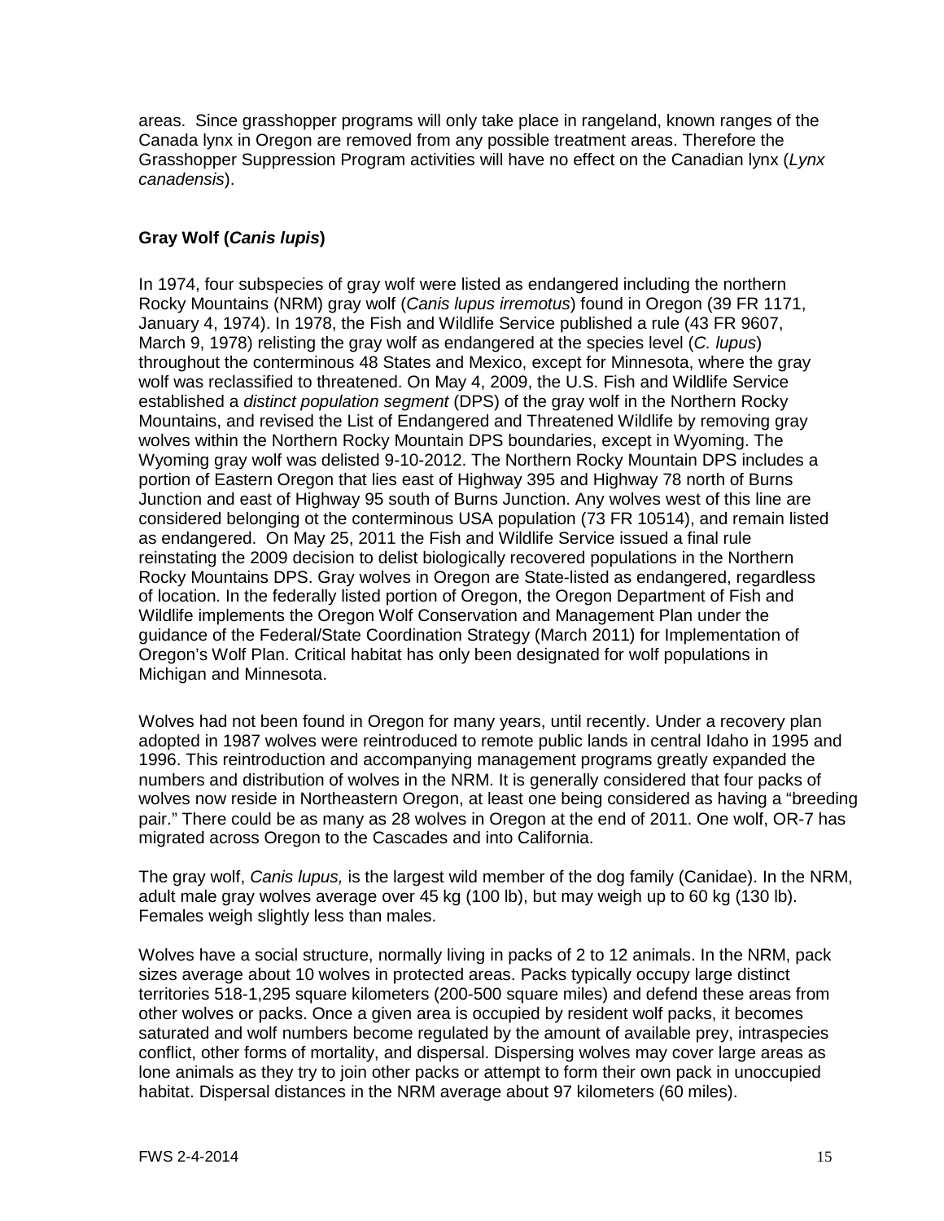areas. Since grasshopper programs will only take place in rangeland, known ranges of the Canada lynx in Oregon are removed from any possible treatment areas. Therefore the Grasshopper Suppression Program activities will have no effect on the Canadian lynx (*Lynx canadensis*).

### Gray Wolf (*Canis lupis*)

In 1974, four subspecies of gray wolf were listed as endangered including the northern Rocky Mountains (NRM) gray wolf (*Canis lupus irremotus*) found in Oregon (39 FR 1171, January 4, 1974). In 1978, the Fish and Wildlife Service published a rule (43 FR 9607, March 9, 1978) relisting the gray wolf as endangered at the species level (*C. lupus*) throughout the conterminous 48 States and Mexico, except for Minnesota, where the gray wolf was reclassified to threatened. On May 4, 2009, the U.S. Fish and Wildlife Service established a *distinct population segment* (DPS) of the gray wolf in the Northern Rocky Mountains, and revised the List of Endangered and Threatened Wildlife by removing gray wolves within the Northern Rocky Mountain DPS boundaries, except in Wyoming. The Wyoming gray wolf was delisted 9-10-2012. The Northern Rocky Mountain DPS includes a portion of Eastern Oregon that lies east of Highway 395 and Highway 78 north of Burns Junction and east of Highway 95 south of Burns Junction. Any wolves west of this line are considered belonging ot the conterminous USA population (73 FR 10514), and remain listed as endangered. On May 25, 2011 the Fish and Wildlife Service issued a final rule reinstating the 2009 decision to delist biologically recovered populations in the Northern Rocky Mountains DPS. Gray wolves in Oregon are State-listed as endangered, regardless of location. In the federally listed portion of Oregon, the Oregon Department of Fish and Wildlife implements the Oregon Wolf Conservation and Management Plan under the guidance of the Federal/State Coordination Strategy (March 2011) for Implementation of Oregon's Wolf Plan. Critical habitat has only been designated for wolf populations in Michigan and Minnesota.

Wolves had not been found in Oregon for many years, until recently. Under a recovery plan adopted in 1987 wolves were reintroduced to remote public lands in central Idaho in 1995 and 1996. This reintroduction and accompanying management programs greatly expanded the numbers and distribution of wolves in the NRM. It is generally considered that four packs of wolves now reside in Northeastern Oregon, at least one being considered as having a "breeding pair." There could be as many as 28 wolves in Oregon at the end of 2011. One wolf, OR-7 has migrated across Oregon to the Cascades and into California.

The gray wolf, *Canis lupus,* is the largest wild member of the dog family (Canidae). In the NRM, adult male gray wolves average over 45 kg (100 lb), but may weigh up to 60 kg (130 lb). Females weigh slightly less than males.

Wolves have a social structure, normally living in packs of 2 to 12 animals. In the NRM, pack sizes average about 10 wolves in protected areas. Packs typically occupy large distinct territories 518-1,295 square kilometers (200-500 square miles) and defend these areas from other wolves or packs. Once a given area is occupied by resident wolf packs, it becomes saturated and wolf numbers become regulated by the amount of available prey, intraspecies conflict, other forms of mortality, and dispersal. Dispersing wolves may cover large areas as lone animals as they try to join other packs or attempt to form their own pack in unoccupied habitat. Dispersal distances in the NRM average about 97 kilometers (60 miles).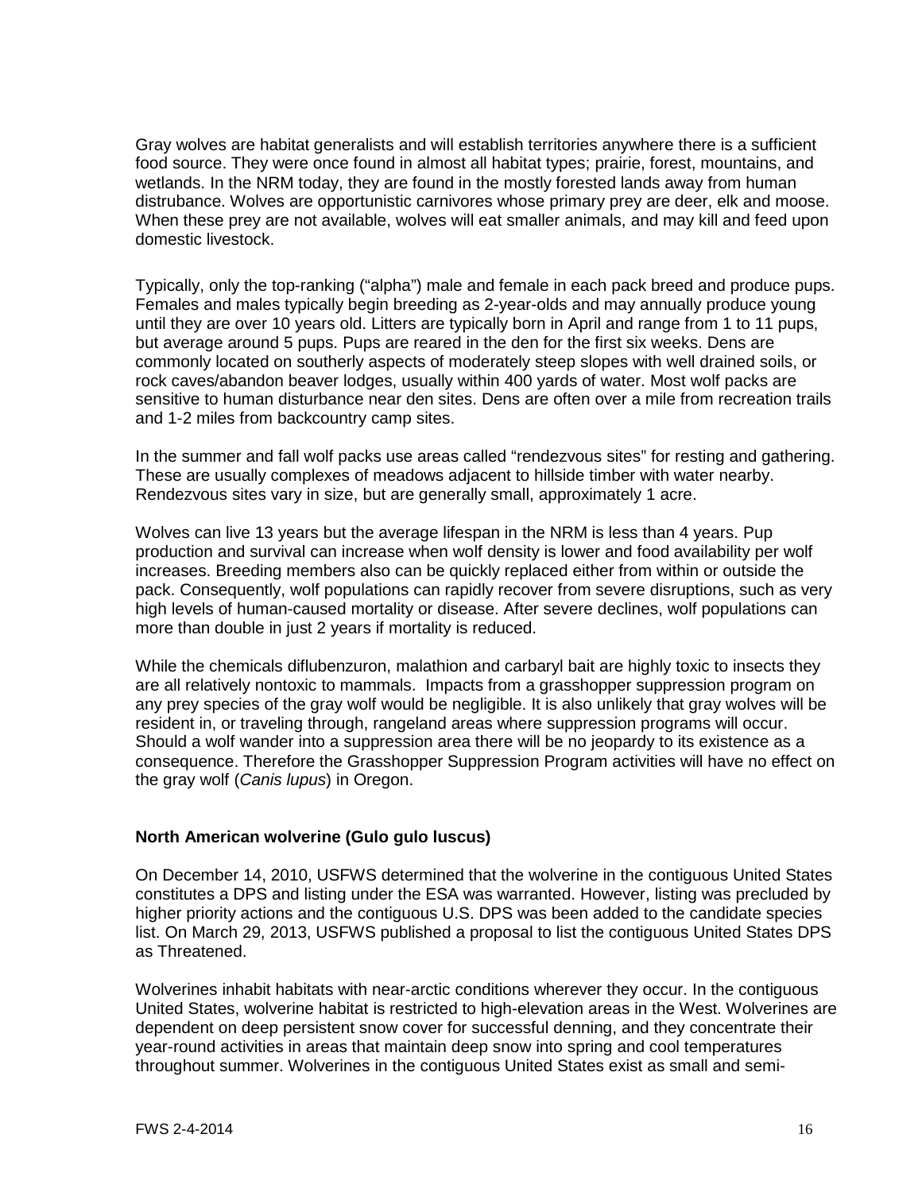Gray wolves are habitat generalists and will establish territories anywhere there is a sufficient food source. They were once found in almost all habitat types; prairie, forest, mountains, and wetlands. In the NRM today, they are found in the mostly forested lands away from human distrubance. Wolves are opportunistic carnivores whose primary prey are deer, elk and moose. When these prey are not available, wolves will eat smaller animals, and may kill and feed upon domestic livestock.

Typically, only the top-ranking ("alpha") male and female in each pack breed and produce pups. Females and males typically begin breeding as 2-year-olds and may annually produce young until they are over 10 years old. Litters are typically born in April and range from 1 to 11 pups, but average around 5 pups. Pups are reared in the den for the first six weeks. Dens are commonly located on southerly aspects of moderately steep slopes with well drained soils, or rock caves/abandon beaver lodges, usually within 400 yards of water. Most wolf packs are sensitive to human disturbance near den sites. Dens are often over a mile from recreation trails and 1-2 miles from backcountry camp sites.

In the summer and fall wolf packs use areas called "rendezvous sites" for resting and gathering. These are usually complexes of meadows adjacent to hillside timber with water nearby. Rendezvous sites vary in size, but are generally small, approximately 1 acre.

Wolves can live 13 years but the average lifespan in the NRM is less than 4 years. Pup production and survival can increase when wolf density is lower and food availability per wolf increases. Breeding members also can be quickly replaced either from within or outside the pack. Consequently, wolf populations can rapidly recover from severe disruptions, such as very high levels of human-caused mortality or disease. After severe declines, wolf populations can more than double in just 2 years if mortality is reduced.

While the chemicals diflubenzuron, malathion and carbaryl bait are highly toxic to insects they are all relatively nontoxic to mammals. Impacts from a grasshopper suppression program on any prey species of the gray wolf would be negligible. It is also unlikely that gray wolves will be resident in, or traveling through, rangeland areas where suppression programs will occur. Should a wolf wander into a suppression area there will be no jeopardy to its existence as a consequence. Therefore the Grasshopper Suppression Program activities will have no effect on the gray wolf (*Canis lupus*) in Oregon.

### North American wolverine (Gulo gulo luscus)

On December 14, 2010, USFWS determined that the wolverine in the contiguous United States constitutes a DPS and listing under the ESA was warranted. However, listing was precluded by higher priority actions and the contiguous U.S. DPS was been added to the candidate species list. On March 29, 2013, USFWS published a proposal to list the contiguous United States DPS as Threatened.

Wolverines inhabit habitats with near-arctic conditions wherever they occur. In the contiguous United States, wolverine habitat is restricted to high-elevation areas in the West. Wolverines are dependent on deep persistent snow cover for successful denning, and they concentrate their year-round activities in areas that maintain deep snow into spring and cool temperatures throughout summer. Wolverines in the contiguous United States exist as small and semi-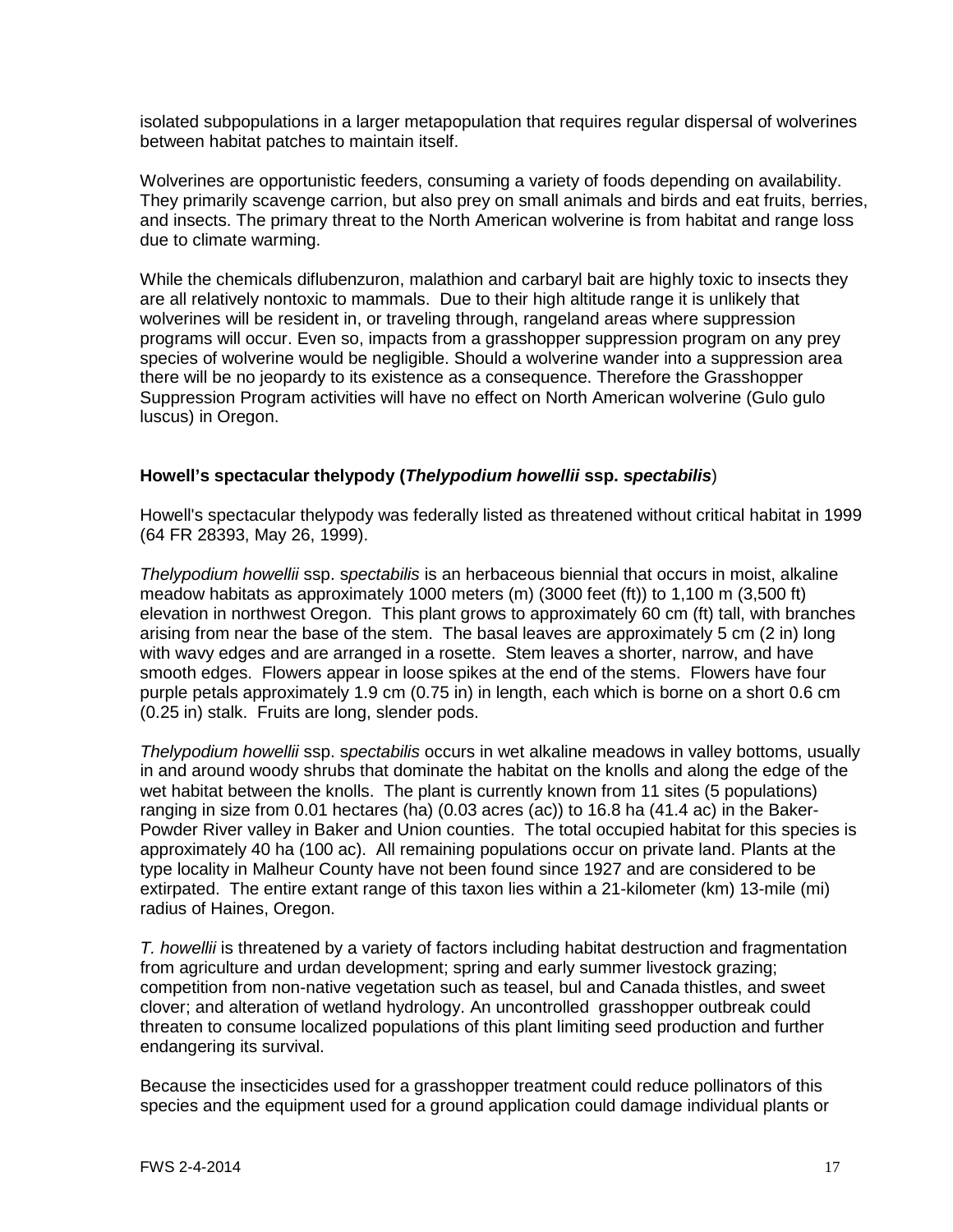isolated subpopulations in a larger metapopulation that requires regular dispersal of wolverines between habitat patches to maintain itself.

Wolverines are opportunistic feeders, consuming a variety of foods depending on availability. They primarily scavenge carrion, but also prey on small animals and birds and eat fruits, berries, and insects. The primary threat to the North American wolverine is from habitat and range loss due to climate warming.

While the chemicals diflubenzuron, malathion and carbaryl bait are highly toxic to insects they are all relatively nontoxic to mammals. Due to their high altitude range it is unlikely that wolverines will be resident in, or traveling through, rangeland areas where suppression programs will occur. Even so, impacts from a grasshopper suppression program on any prey species of wolverine would be negligible. Should a wolverine wander into a suppression area there will be no jeopardy to its existence as a consequence. Therefore the Grasshopper Suppression Program activities will have no effect on North American wolverine (Gulo gulo luscus) in Oregon.

### Howell's spectacular thelypody (*Thelypodium howellii* ssp. s*pectabilis*)

Howell's spectacular thelypody was federally listed as threatened without critical habitat in 1999 (64 FR 28393, May 26, 1999).

*Thelypodium howellii* ssp. s*pectabilis* is an herbaceous biennial that occurs in moist, alkaline meadow habitats as approximately 1000 meters (m) (3000 feet (ft)) to 1,100 m (3,500 ft) elevation in northwest Oregon. This plant grows to approximately 60 cm (ft) tall, with branches arising from near the base of the stem. The basal leaves are approximately 5 cm (2 in) long with wavy edges and are arranged in a rosette. Stem leaves a shorter, narrow, and have smooth edges. Flowers appear in loose spikes at the end of the stems. Flowers have four purple petals approximately 1.9 cm (0.75 in) in length, each which is borne on a short 0.6 cm (0.25 in) stalk. Fruits are long, slender pods.

*Thelypodium howellii* ssp. s*pectabilis* occurs in wet alkaline meadows in valley bottoms, usually in and around woody shrubs that dominate the habitat on the knolls and along the edge of the wet habitat between the knolls. The plant is currently known from 11 sites (5 populations) ranging in size from 0.01 hectares (ha) (0.03 acres (ac)) to 16.8 ha (41.4 ac) in the Baker-Powder River valley in Baker and Union counties. The total occupied habitat for this species is approximately 40 ha (100 ac). All remaining populations occur on private land. Plants at the type locality in Malheur County have not been found since 1927 and are considered to be extirpated. The entire extant range of this taxon lies within a 21-kilometer (km) 13-mile (mi) radius of Haines, Oregon.

*T. howellii* is threatened by a variety of factors including habitat destruction and fragmentation from agriculture and urdan development; spring and early summer livestock grazing; competition from non-native vegetation such as teasel, bul and Canada thistles, and sweet clover; and alteration of wetland hydrology. An uncontrolled grasshopper outbreak could threaten to consume localized populations of this plant limiting seed production and further endangering its survival.

Because the insecticides used for a grasshopper treatment could reduce pollinators of this species and the equipment used for a ground application could damage individual plants or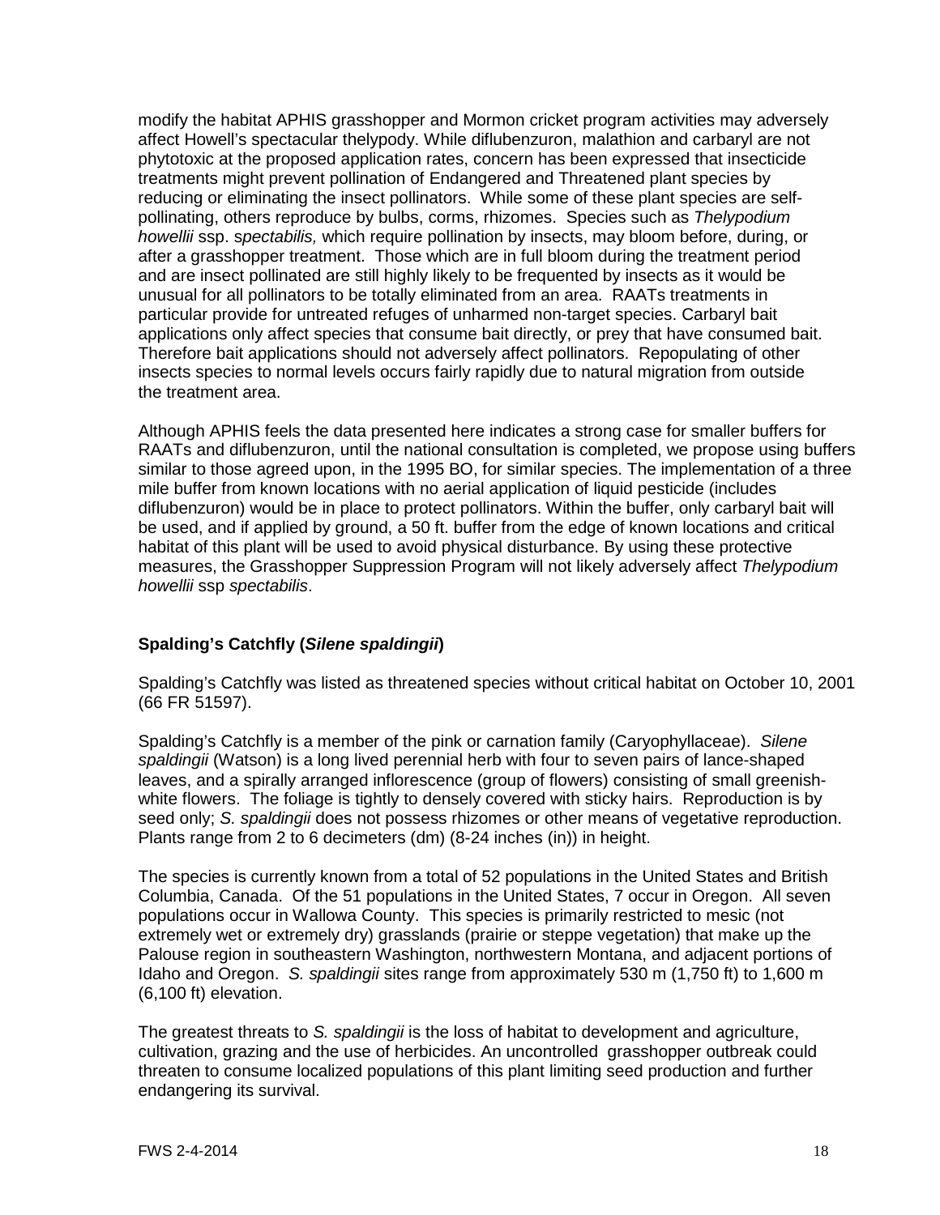modify the habitat APHIS grasshopper and Mormon cricket program activities may adversely affect Howell's spectacular thelypody. While diflubenzuron, malathion and carbaryl are not phytotoxic at the proposed application rates, concern has been expressed that insecticide treatments might prevent pollination of Endangered and Threatened plant species by reducing or eliminating the insect pollinators. While some of these plant species are self-pollinating, others reproduce by bulbs, corms, rhizomes. Species such as *Thelypodium howellii* ssp. s*pectabilis,* which require pollination by insects, may bloom before, during, or after a grasshopper treatment. Those which are in full bloom during the treatment period and are insect pollinated are still highly likely to be frequented by insects as it would be unusual for all pollinators to be totally eliminated from an area. RAATs treatments in particular provide for untreated refuges of unharmed non-target species. Carbaryl bait applications only affect species that consume bait directly, or prey that have consumed bait. Therefore bait applications should not adversely affect pollinators. Repopulating of other insects species to normal levels occurs fairly rapidly due to natural migration from outside the treatment area.

Although APHIS feels the data presented here indicates a strong case for smaller buffers for RAATs and diflubenzuron, until the national consultation is completed, we propose using buffers similar to those agreed upon, in the 1995 BO, for similar species. The implementation of a three mile buffer from known locations with no aerial application of liquid pesticide (includes diflubenzuron) would be in place to protect pollinators. Within the buffer, only carbaryl bait will be used, and if applied by ground, a 50 ft. buffer from the edge of known locations and critical habitat of this plant will be used to avoid physical disturbance. By using these protective measures, the Grasshopper Suppression Program will not likely adversely affect *Thelypodium howellii* ssp *spectabilis*.

### Spalding's Catchfly (*Silene spaldingii*)

Spalding's Catchfly was listed as threatened species without critical habitat on October 10, 2001 (66 FR 51597).

Spalding's Catchfly is a member of the pink or carnation family (Caryophyllaceae). *Silene spaldingii* (Watson) is a long lived perennial herb with four to seven pairs of lance-shaped leaves, and a spirally arranged inflorescence (group of flowers) consisting of small greenish-white flowers. The foliage is tightly to densely covered with sticky hairs. Reproduction is by seed only; *S. spaldingii* does not possess rhizomes or other means of vegetative reproduction. Plants range from 2 to 6 decimeters (dm) (8-24 inches (in)) in height.

The species is currently known from a total of 52 populations in the United States and British Columbia, Canada. Of the 51 populations in the United States, 7 occur in Oregon. All seven populations occur in Wallowa County. This species is primarily restricted to mesic (not extremely wet or extremely dry) grasslands (prairie or steppe vegetation) that make up the Palouse region in southeastern Washington, northwestern Montana, and adjacent portions of Idaho and Oregon. *S. spaldingii* sites range from approximately 530 m (1,750 ft) to 1,600 m (6,100 ft) elevation.

The greatest threats to *S. spaldingii* is the loss of habitat to development and agriculture, cultivation, grazing and the use of herbicides. An uncontrolled grasshopper outbreak could threaten to consume localized populations of this plant limiting seed production and further endangering its survival.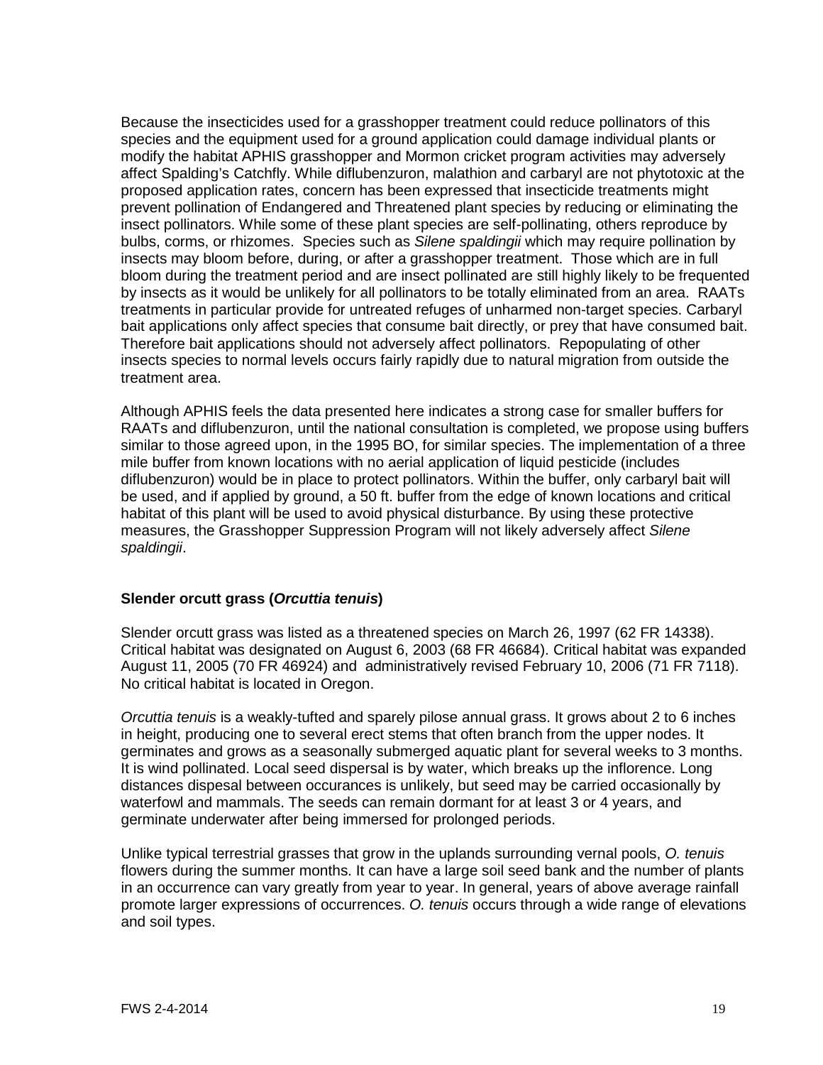Because the insecticides used for a grasshopper treatment could reduce pollinators of this species and the equipment used for a ground application could damage individual plants or modify the habitat APHIS grasshopper and Mormon cricket program activities may adversely affect Spalding's Catchfly. While diflubenzuron, malathion and carbaryl are not phytotoxic at the proposed application rates, concern has been expressed that insecticide treatments might prevent pollination of Endangered and Threatened plant species by reducing or eliminating the insect pollinators. While some of these plant species are self-pollinating, others reproduce by bulbs, corms, or rhizomes. Species such as *Silene spaldingii* which may require pollination by insects may bloom before, during, or after a grasshopper treatment. Those which are in full bloom during the treatment period and are insect pollinated are still highly likely to be frequented by insects as it would be unlikely for all pollinators to be totally eliminated from an area. RAATs treatments in particular provide for untreated refuges of unharmed non-target species. Carbaryl bait applications only affect species that consume bait directly, or prey that have consumed bait. Therefore bait applications should not adversely affect pollinators. Repopulating of other insects species to normal levels occurs fairly rapidly due to natural migration from outside the treatment area.

Although APHIS feels the data presented here indicates a strong case for smaller buffers for RAATs and diflubenzuron, until the national consultation is completed, we propose using buffers similar to those agreed upon, in the 1995 BO, for similar species. The implementation of a three mile buffer from known locations with no aerial application of liquid pesticide (includes diflubenzuron) would be in place to protect pollinators. Within the buffer, only carbaryl bait will be used, and if applied by ground, a 50 ft. buffer from the edge of known locations and critical habitat of this plant will be used to avoid physical disturbance. By using these protective measures, the Grasshopper Suppression Program will not likely adversely affect *Silene spaldingii*.

### Slender orcutt grass (*Orcuttia tenuis*)

Slender orcutt grass was listed as a threatened species on March 26, 1997 (62 FR 14338). Critical habitat was designated on August 6, 2003 (68 FR 46684). Critical habitat was expanded August 11, 2005 (70 FR 46924) and administratively revised February 10, 2006 (71 FR 7118). No critical habitat is located in Oregon.

*Orcuttia tenuis* is a weakly-tufted and sparely pilose annual grass. It grows about 2 to 6 inches in height, producing one to several erect stems that often branch from the upper nodes. It germinates and grows as a seasonally submerged aquatic plant for several weeks to 3 months. It is wind pollinated. Local seed dispersal is by water, which breaks up the inflorence. Long distances dispesal between occurances is unlikely, but seed may be carried occasionally by waterfowl and mammals. The seeds can remain dormant for at least 3 or 4 years, and germinate underwater after being immersed for prolonged periods.

Unlike typical terrestrial grasses that grow in the uplands surrounding vernal pools, *O. tenuis* flowers during the summer months. It can have a large soil seed bank and the number of plants in an occurrence can vary greatly from year to year. In general, years of above average rainfall promote larger expressions of occurrences. *O. tenuis* occurs through a wide range of elevations and soil types.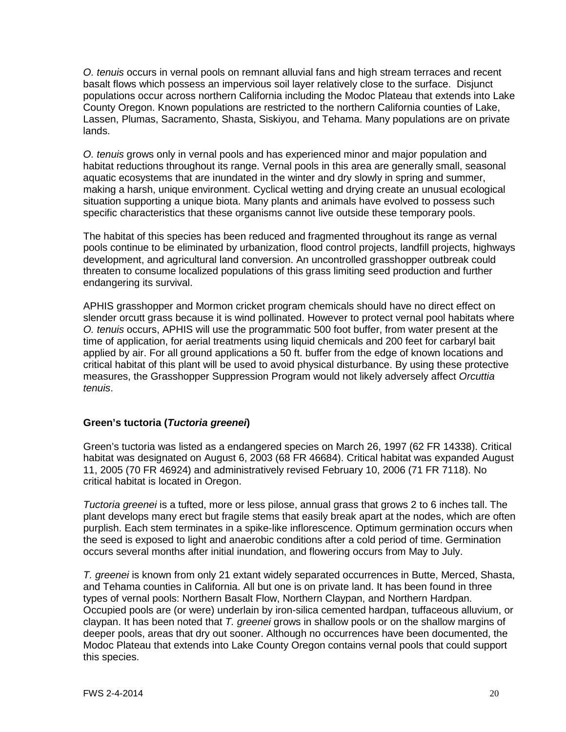*O. tenuis* occurs in vernal pools on remnant alluvial fans and high stream terraces and recent basalt flows which possess an impervious soil layer relatively close to the surface. Disjunct populations occur across northern California including the Modoc Plateau that extends into Lake County Oregon. Known populations are restricted to the northern California counties of Lake, Lassen, Plumas, Sacramento, Shasta, Siskiyou, and Tehama. Many populations are on private lands.

*O. tenuis* grows only in vernal pools and has experienced minor and major population and habitat reductions throughout its range. Vernal pools in this area are generally small, seasonal aquatic ecosystems that are inundated in the winter and dry slowly in spring and summer, making a harsh, unique environment. Cyclical wetting and drying create an unusual ecological situation supporting a unique biota. Many plants and animals have evolved to possess such specific characteristics that these organisms cannot live outside these temporary pools.

The habitat of this species has been reduced and fragmented throughout its range as vernal pools continue to be eliminated by urbanization, flood control projects, landfill projects, highways development, and agricultural land conversion. An uncontrolled grasshopper outbreak could threaten to consume localized populations of this grass limiting seed production and further endangering its survival.

APHIS grasshopper and Mormon cricket program chemicals should have no direct effect on slender orcutt grass because it is wind pollinated. However to protect vernal pool habitats where *O. tenuis* occurs, APHIS will use the programmatic 500 foot buffer, from water present at the time of application, for aerial treatments using liquid chemicals and 200 feet for carbaryl bait applied by air. For all ground applications a 50 ft. buffer from the edge of known locations and critical habitat of this plant will be used to avoid physical disturbance. By using these protective measures, the Grasshopper Suppression Program would not likely adversely affect *Orcuttia tenuis*.

### Green's tuctoria (*Tuctoria greenei*)

Green's tuctoria was listed as a endangered species on March 26, 1997 (62 FR 14338). Critical habitat was designated on August 6, 2003 (68 FR 46684). Critical habitat was expanded August 11, 2005 (70 FR 46924) and administratively revised February 10, 2006 (71 FR 7118). No critical habitat is located in Oregon.

*Tuctoria greenei* is a tufted, more or less pilose, annual grass that grows 2 to 6 inches tall. The plant develops many erect but fragile stems that easily break apart at the nodes, which are often purplish. Each stem terminates in a spike-like inflorescence. Optimum germination occurs when the seed is exposed to light and anaerobic conditions after a cold period of time. Germination occurs several months after initial inundation, and flowering occurs from May to July.

*T. greenei* is known from only 21 extant widely separated occurrences in Butte, Merced, Shasta, and Tehama counties in California. All but one is on private land. It has been found in three types of vernal pools: Northern Basalt Flow, Northern Claypan, and Northern Hardpan. Occupied pools are (or were) underlain by iron-silica cemented hardpan, tuffaceous alluvium, or claypan. It has been noted that *T. greenei* grows in shallow pools or on the shallow margins of deeper pools, areas that dry out sooner. Although no occurrences have been documented, the Modoc Plateau that extends into Lake County Oregon contains vernal pools that could support this species.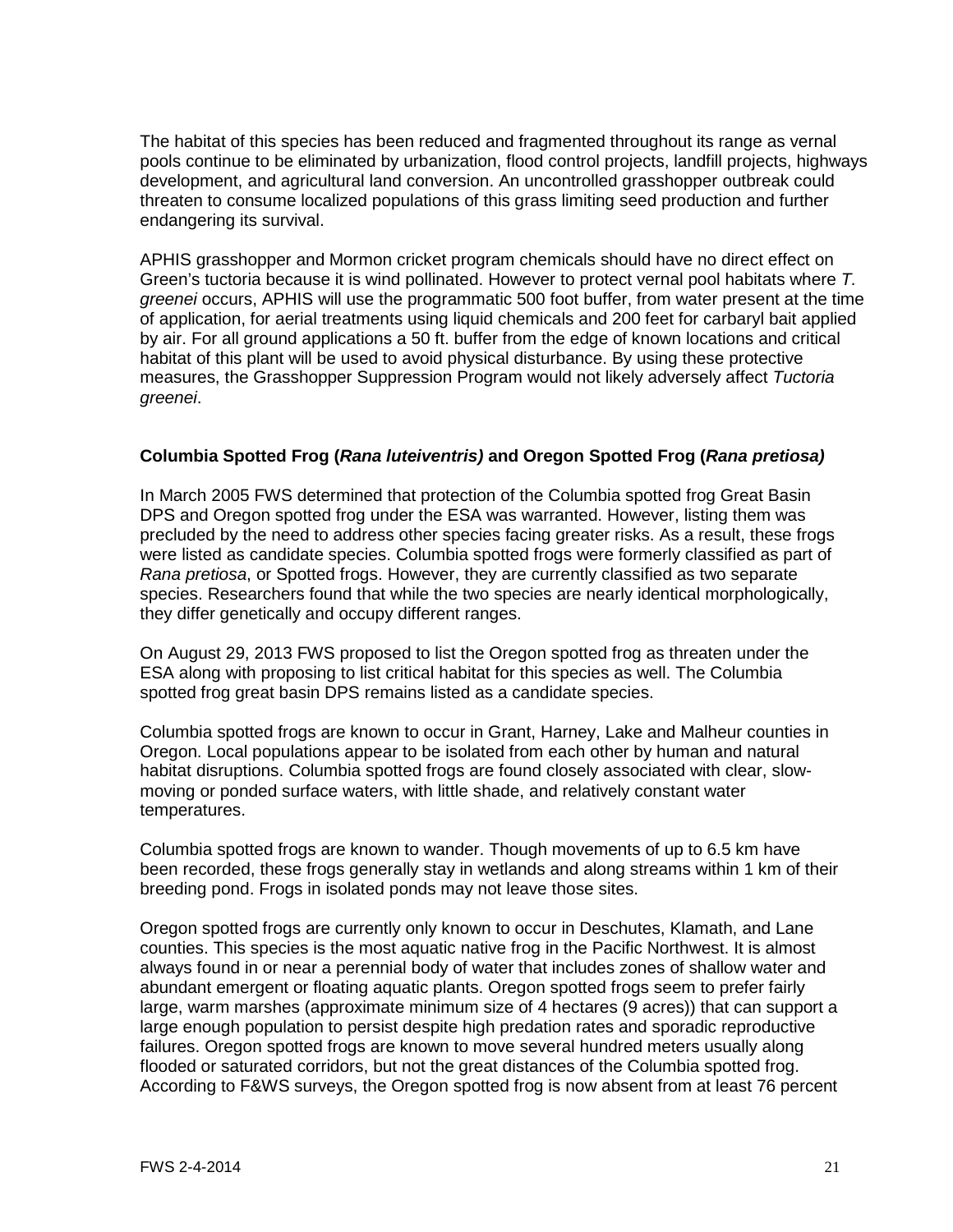The habitat of this species has been reduced and fragmented throughout its range as vernal pools continue to be eliminated by urbanization, flood control projects, landfill projects, highways development, and agricultural land conversion. An uncontrolled grasshopper outbreak could threaten to consume localized populations of this grass limiting seed production and further endangering its survival.

APHIS grasshopper and Mormon cricket program chemicals should have no direct effect on Green's tuctoria because it is wind pollinated. However to protect vernal pool habitats where *T. greenei* occurs, APHIS will use the programmatic 500 foot buffer, from water present at the time of application, for aerial treatments using liquid chemicals and 200 feet for carbaryl bait applied by air. For all ground applications a 50 ft. buffer from the edge of known locations and critical habitat of this plant will be used to avoid physical disturbance. By using these protective measures, the Grasshopper Suppression Program would not likely adversely affect *Tuctoria greenei*.

### Columbia Spotted Frog (*Rana luteiventris)* and Oregon Spotted Frog (*Rana pretiosa)*

In March 2005 FWS determined that protection of the Columbia spotted frog Great Basin DPS and Oregon spotted frog under the ESA was warranted. However, listing them was precluded by the need to address other species facing greater risks. As a result, these frogs were listed as candidate species. Columbia spotted frogs were formerly classified as part of *Rana pretiosa*, or Spotted frogs. However, they are currently classified as two separate species. Researchers found that while the two species are nearly identical morphologically, they differ genetically and occupy different ranges.

On August 29, 2013 FWS proposed to list the Oregon spotted frog as threaten under the ESA along with proposing to list critical habitat for this species as well. The Columbia spotted frog great basin DPS remains listed as a candidate species.

Columbia spotted frogs are known to occur in Grant, Harney, Lake and Malheur counties in Oregon. Local populations appear to be isolated from each other by human and natural habitat disruptions. Columbia spotted frogs are found closely associated with clear, slow-moving or ponded surface waters, with little shade, and relatively constant water temperatures.

Columbia spotted frogs are known to wander. Though movements of up to 6.5 km have been recorded, these frogs generally stay in wetlands and along streams within 1 km of their breeding pond. Frogs in isolated ponds may not leave those sites.

Oregon spotted frogs are currently only known to occur in Deschutes, Klamath, and Lane counties. This species is the most aquatic native frog in the Pacific Northwest. It is almost always found in or near a perennial body of water that includes zones of shallow water and abundant emergent or floating aquatic plants. Oregon spotted frogs seem to prefer fairly large, warm marshes (approximate minimum size of 4 hectares (9 acres)) that can support a large enough population to persist despite high predation rates and sporadic reproductive failures. Oregon spotted frogs are known to move several hundred meters usually along flooded or saturated corridors, but not the great distances of the Columbia spotted frog. According to F&WS surveys, the Oregon spotted frog is now absent from at least 76 percent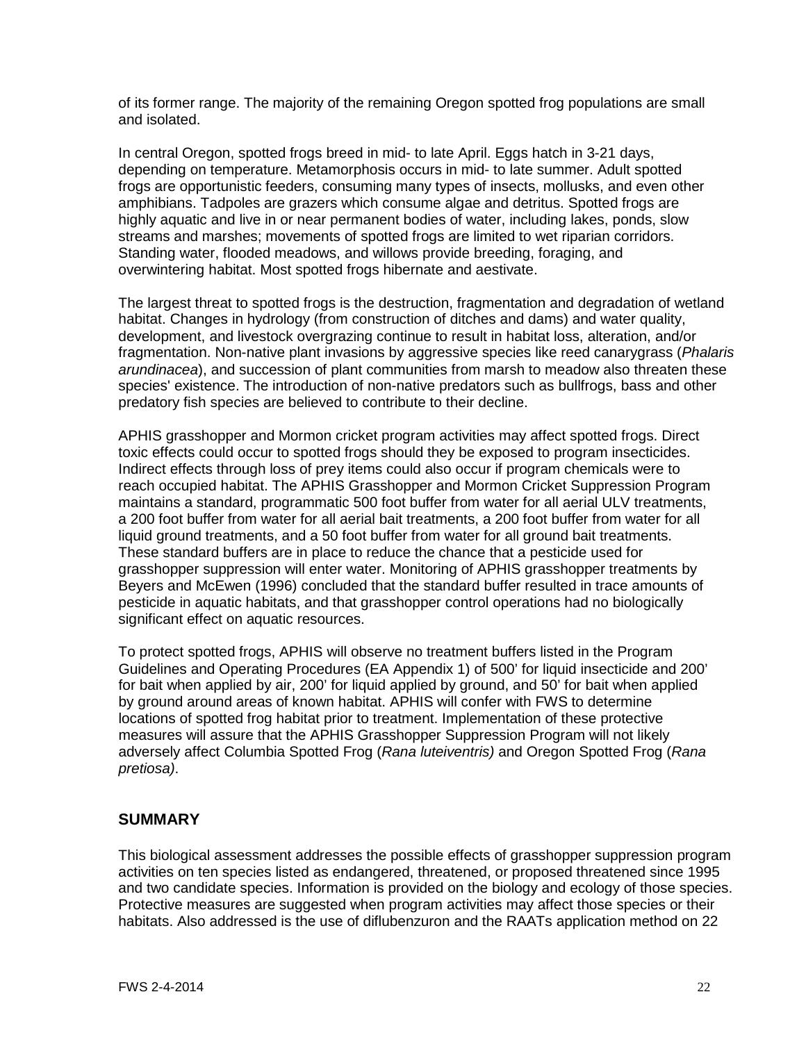of its former range. The majority of the remaining Oregon spotted frog populations are small and isolated.

In central Oregon, spotted frogs breed in mid- to late April. Eggs hatch in 3-21 days, depending on temperature. Metamorphosis occurs in mid- to late summer. Adult spotted frogs are opportunistic feeders, consuming many types of insects, mollusks, and even other amphibians. Tadpoles are grazers which consume algae and detritus. Spotted frogs are highly aquatic and live in or near permanent bodies of water, including lakes, ponds, slow streams and marshes; movements of spotted frogs are limited to wet riparian corridors. Standing water, flooded meadows, and willows provide breeding, foraging, and overwintering habitat. Most spotted frogs hibernate and aestivate.

The largest threat to spotted frogs is the destruction, fragmentation and degradation of wetland habitat. Changes in hydrology (from construction of ditches and dams) and water quality, development, and livestock overgrazing continue to result in habitat loss, alteration, and/or fragmentation. Non-native plant invasions by aggressive species like reed canarygrass (*Phalaris arundinacea*), and succession of plant communities from marsh to meadow also threaten these species' existence. The introduction of non-native predators such as bullfrogs, bass and other predatory fish species are believed to contribute to their decline.

APHIS grasshopper and Mormon cricket program activities may affect spotted frogs. Direct toxic effects could occur to spotted frogs should they be exposed to program insecticides. Indirect effects through loss of prey items could also occur if program chemicals were to reach occupied habitat. The APHIS Grasshopper and Mormon Cricket Suppression Program maintains a standard, programmatic 500 foot buffer from water for all aerial ULV treatments, a 200 foot buffer from water for all aerial bait treatments, a 200 foot buffer from water for all liquid ground treatments, and a 50 foot buffer from water for all ground bait treatments. These standard buffers are in place to reduce the chance that a pesticide used for grasshopper suppression will enter water. Monitoring of APHIS grasshopper treatments by Beyers and McEwen (1996) concluded that the standard buffer resulted in trace amounts of pesticide in aquatic habitats, and that grasshopper control operations had no biologically significant effect on aquatic resources.

To protect spotted frogs, APHIS will observe no treatment buffers listed in the Program Guidelines and Operating Procedures (EA Appendix 1) of 500' for liquid insecticide and 200' for bait when applied by air, 200' for liquid applied by ground, and 50' for bait when applied by ground around areas of known habitat. APHIS will confer with FWS to determine locations of spotted frog habitat prior to treatment. Implementation of these protective measures will assure that the APHIS Grasshopper Suppression Program will not likely adversely affect Columbia Spotted Frog (*Rana luteiventris)* and Oregon Spotted Frog (*Rana pretiosa)*.

## SUMMARY

This biological assessment addresses the possible effects of grasshopper suppression program activities on ten species listed as endangered, threatened, or proposed threatened since 1995 and two candidate species. Information is provided on the biology and ecology of those species. Protective measures are suggested when program activities may affect those species or their habitats. Also addressed is the use of diflubenzuron and the RAATs application method on 22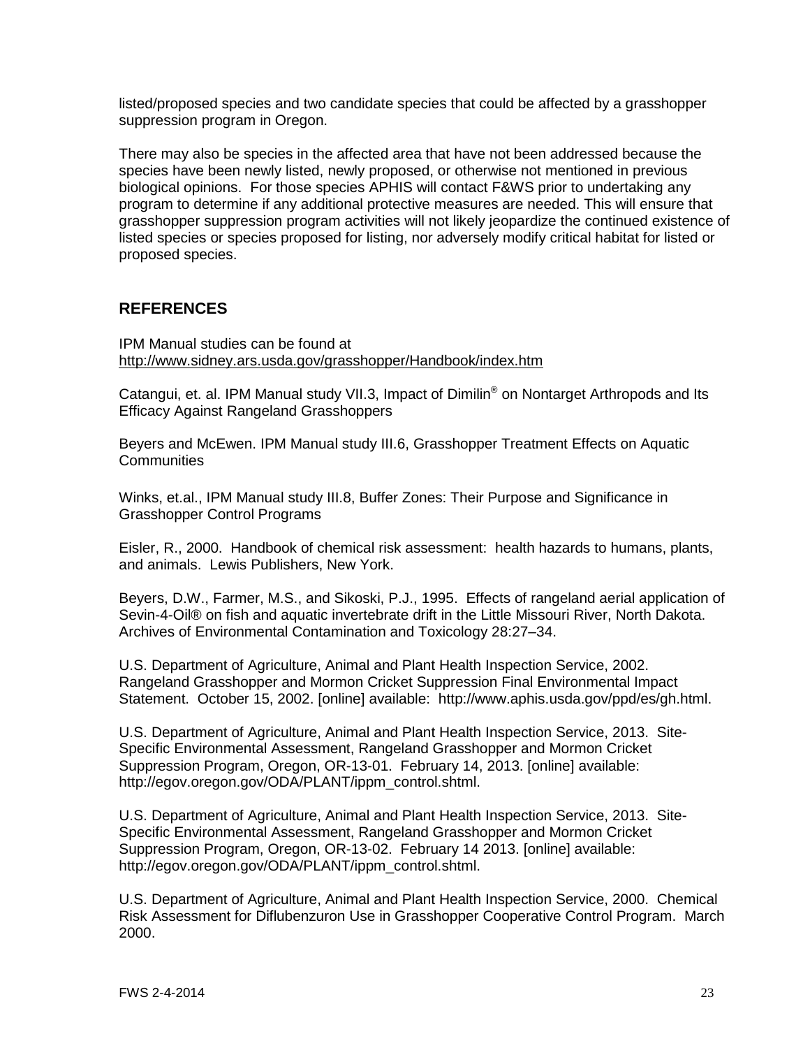listed/proposed species and two candidate species that could be affected by a grasshopper suppression program in Oregon.

There may also be species in the affected area that have not been addressed because the species have been newly listed, newly proposed, or otherwise not mentioned in previous biological opinions. For those species APHIS will contact F&WS prior to undertaking any program to determine if any additional protective measures are needed. This will ensure that grasshopper suppression program activities will not likely jeopardize the continued existence of listed species or species proposed for listing, nor adversely modify critical habitat for listed or proposed species.

## REFERENCES

IPM Manual studies can be found at
http://www.sidney.ars.usda.gov/grasshopper/Handbook/index.htm

Catangui, et. al. IPM Manual study VII.3, Impact of Dimilin® on Nontarget Arthropods and Its Efficacy Against Rangeland Grasshoppers

Beyers and McEwen. IPM Manual study III.6, Grasshopper Treatment Effects on Aquatic Communities

Winks, et.al., IPM Manual study III.8, Buffer Zones: Their Purpose and Significance in Grasshopper Control Programs

Eisler, R., 2000. Handbook of chemical risk assessment: health hazards to humans, plants, and animals. Lewis Publishers, New York.

Beyers, D.W., Farmer, M.S., and Sikoski, P.J., 1995. Effects of rangeland aerial application of Sevin-4-Oil® on fish and aquatic invertebrate drift in the Little Missouri River, North Dakota. Archives of Environmental Contamination and Toxicology 28:27–34.

U.S. Department of Agriculture, Animal and Plant Health Inspection Service, 2002. Rangeland Grasshopper and Mormon Cricket Suppression Final Environmental Impact Statement. October 15, 2002. [online] available: http://www.aphis.usda.gov/ppd/es/gh.html.

U.S. Department of Agriculture, Animal and Plant Health Inspection Service, 2013. Site-Specific Environmental Assessment, Rangeland Grasshopper and Mormon Cricket Suppression Program, Oregon, OR-13-01. February 14, 2013. [online] available: http://egov.oregon.gov/ODA/PLANT/ippm_control.shtml.

U.S. Department of Agriculture, Animal and Plant Health Inspection Service, 2013. Site-Specific Environmental Assessment, Rangeland Grasshopper and Mormon Cricket Suppression Program, Oregon, OR-13-02. February 14 2013. [online] available: http://egov.oregon.gov/ODA/PLANT/ippm_control.shtml.

U.S. Department of Agriculture, Animal and Plant Health Inspection Service, 2000. Chemical Risk Assessment for Diflubenzuron Use in Grasshopper Cooperative Control Program. March 2000.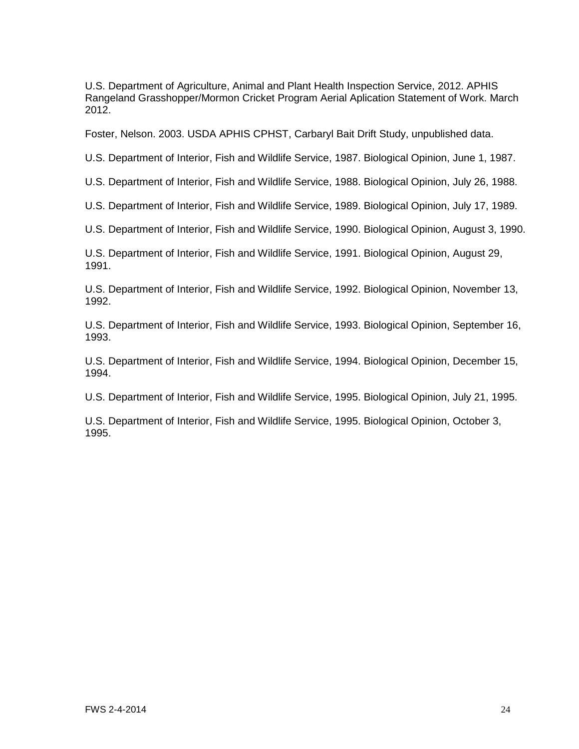U.S. Department of Agriculture, Animal and Plant Health Inspection Service, 2012. APHIS Rangeland Grasshopper/Mormon Cricket Program Aerial Aplication Statement of Work. March 2012.

Foster, Nelson. 2003. USDA APHIS CPHST, Carbaryl Bait Drift Study, unpublished data.

U.S. Department of Interior, Fish and Wildlife Service, 1987. Biological Opinion, June 1, 1987.

U.S. Department of Interior, Fish and Wildlife Service, 1988. Biological Opinion, July 26, 1988.

U.S. Department of Interior, Fish and Wildlife Service, 1989. Biological Opinion, July 17, 1989.

U.S. Department of Interior, Fish and Wildlife Service, 1990. Biological Opinion, August 3, 1990.

U.S. Department of Interior, Fish and Wildlife Service, 1991. Biological Opinion, August 29, 1991.

U.S. Department of Interior, Fish and Wildlife Service, 1992. Biological Opinion, November 13, 1992.

U.S. Department of Interior, Fish and Wildlife Service, 1993. Biological Opinion, September 16, 1993.

U.S. Department of Interior, Fish and Wildlife Service, 1994. Biological Opinion, December 15, 1994.

U.S. Department of Interior, Fish and Wildlife Service, 1995. Biological Opinion, July 21, 1995.

U.S. Department of Interior, Fish and Wildlife Service, 1995. Biological Opinion, October 3, 1995.